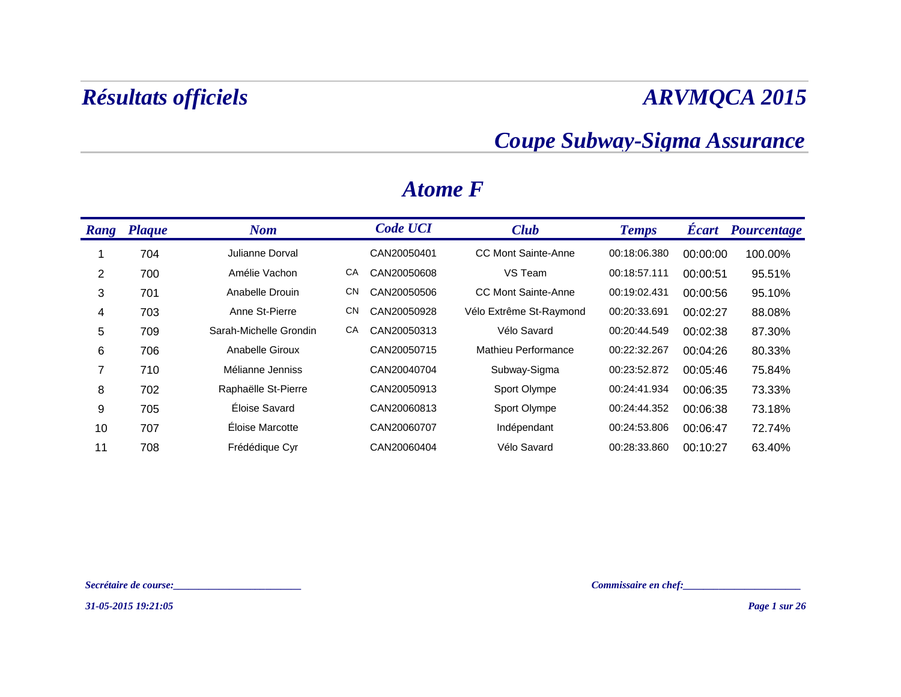# Résultats officiels

# ARVMQCA 2015

## Coupe Subway-Sigma Assurance

## Atome F

| Rang | Plaque | Nom | | Code UCI | Club | Temps | Écart | Pourcentage |
|---|---|---|---|---|---|---|---|---|
| 1 | 704 | Julianne Dorval | | CAN20050401 | CC Mont Sainte-Anne | 00:18:06.380 | 00:00:00 | 100.00% |
| 2 | 700 | Amélie Vachon | CA | CAN20050608 | VS Team | 00:18:57.111 | 00:00:51 | 95.51% |
| 3 | 701 | Anabelle Drouin | CN | CAN20050506 | CC Mont Sainte-Anne | 00:19:02.431 | 00:00:56 | 95.10% |
| 4 | 703 | Anne St-Pierre | CN | CAN20050928 | Vélo Extrême St-Raymond | 00:20:33.691 | 00:02:27 | 88.08% |
| 5 | 709 | Sarah-Michelle Grondin | CA | CAN20050313 | Vélo Savard | 00:20:44.549 | 00:02:38 | 87.30% |
| 6 | 706 | Anabelle Giroux | | CAN20050715 | Mathieu Performance | 00:22:32.267 | 00:04:26 | 80.33% |
| 7 | 710 | Mélianne Jenniss | | CAN20040704 | Subway-Sigma | 00:23:52.872 | 00:05:46 | 75.84% |
| 8 | 702 | Raphaëlle St-Pierre | | CAN20050913 | Sport Olympe | 00:24:41.934 | 00:06:35 | 73.33% |
| 9 | 705 | Éloise Savard | | CAN20060813 | Sport Olympe | 00:24:44.352 | 00:06:38 | 73.18% |
| 10 | 707 | Éloise Marcotte | | CAN20060707 | Indépendant | 00:24:53.806 | 00:06:47 | 72.74% |
| 11 | 708 | Frédédique Cyr | | CAN20060404 | Vélo Savard | 00:28:33.860 | 00:10:27 | 63.40% |

*Secrétaire de course:________________________*

*Commissaire en chef:_____________________*

*31-05-2015 19:21:05*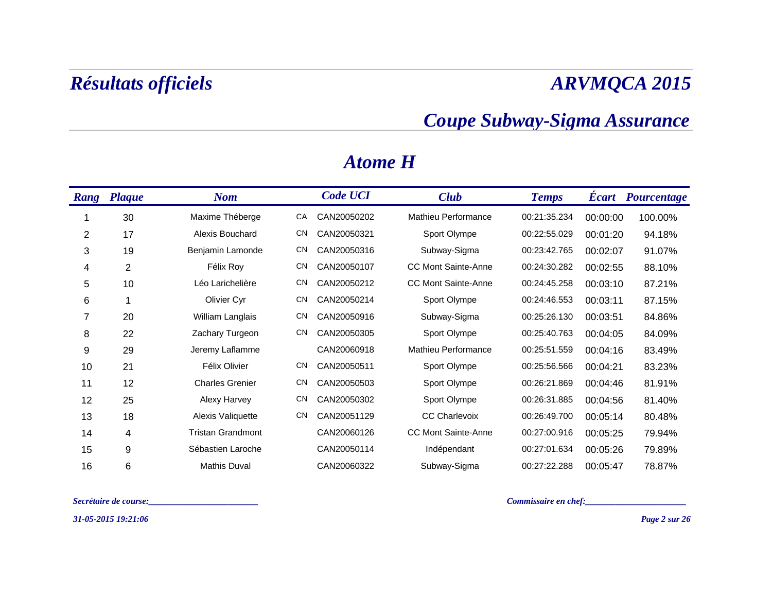# Résultats officiels

# ARVMQCA 2015

## Coupe Subway-Sigma Assurance

## Atome H

| Rang | Plaque | Nom | | Code UCI | Club | Temps | Écart | Pourcentage |
|---|---|---|---|---|---|---|---|---|
| 1 | 30 | Maxime Théberge | CA | CAN20050202 | Mathieu Performance | 00:21:35.234 | 00:00:00 | 100.00% |
| 2 | 17 | Alexis Bouchard | CN | CAN20050321 | Sport Olympe | 00:22:55.029 | 00:01:20 | 94.18% |
| 3 | 19 | Benjamin Lamonde | CN | CAN20050316 | Subway-Sigma | 00:23:42.765 | 00:02:07 | 91.07% |
| 4 | 2 | Félix Roy | CN | CAN20050107 | CC Mont Sainte-Anne | 00:24:30.282 | 00:02:55 | 88.10% |
| 5 | 10 | Léo Larichelière | CN | CAN20050212 | CC Mont Sainte-Anne | 00:24:45.258 | 00:03:10 | 87.21% |
| 6 | 1 | Olivier Cyr | CN | CAN20050214 | Sport Olympe | 00:24:46.553 | 00:03:11 | 87.15% |
| 7 | 20 | William Langlais | CN | CAN20050916 | Subway-Sigma | 00:25:26.130 | 00:03:51 | 84.86% |
| 8 | 22 | Zachary Turgeon | CN | CAN20050305 | Sport Olympe | 00:25:40.763 | 00:04:05 | 84.09% |
| 9 | 29 | Jeremy Laflamme | | CAN20060918 | Mathieu Performance | 00:25:51.559 | 00:04:16 | 83.49% |
| 10 | 21 | Félix Olivier | CN | CAN20050511 | Sport Olympe | 00:25:56.566 | 00:04:21 | 83.23% |
| 11 | 12 | Charles Grenier | CN | CAN20050503 | Sport Olympe | 00:26:21.869 | 00:04:46 | 81.91% |
| 12 | 25 | Alexy Harvey | CN | CAN20050302 | Sport Olympe | 00:26:31.885 | 00:04:56 | 81.40% |
| 13 | 18 | Alexis Valiquette | CN | CAN20051129 | CC Charlevoix | 00:26:49.700 | 00:05:14 | 80.48% |
| 14 | 4 | Tristan Grandmont | | CAN20060126 | CC Mont Sainte-Anne | 00:27:00.916 | 00:05:25 | 79.94% |
| 15 | 9 | Sébastien Laroche | | CAN20050114 | Indépendant | 00:27:01.634 | 00:05:26 | 79.89% |
| 16 | 6 | Mathis Duval | | CAN20060322 | Subway-Sigma | 00:27:22.288 | 00:05:47 | 78.87% |

*Secrétaire de course:________________________*

*Commissaire en chef:_____________________*

*31-05-2015 19:21:06*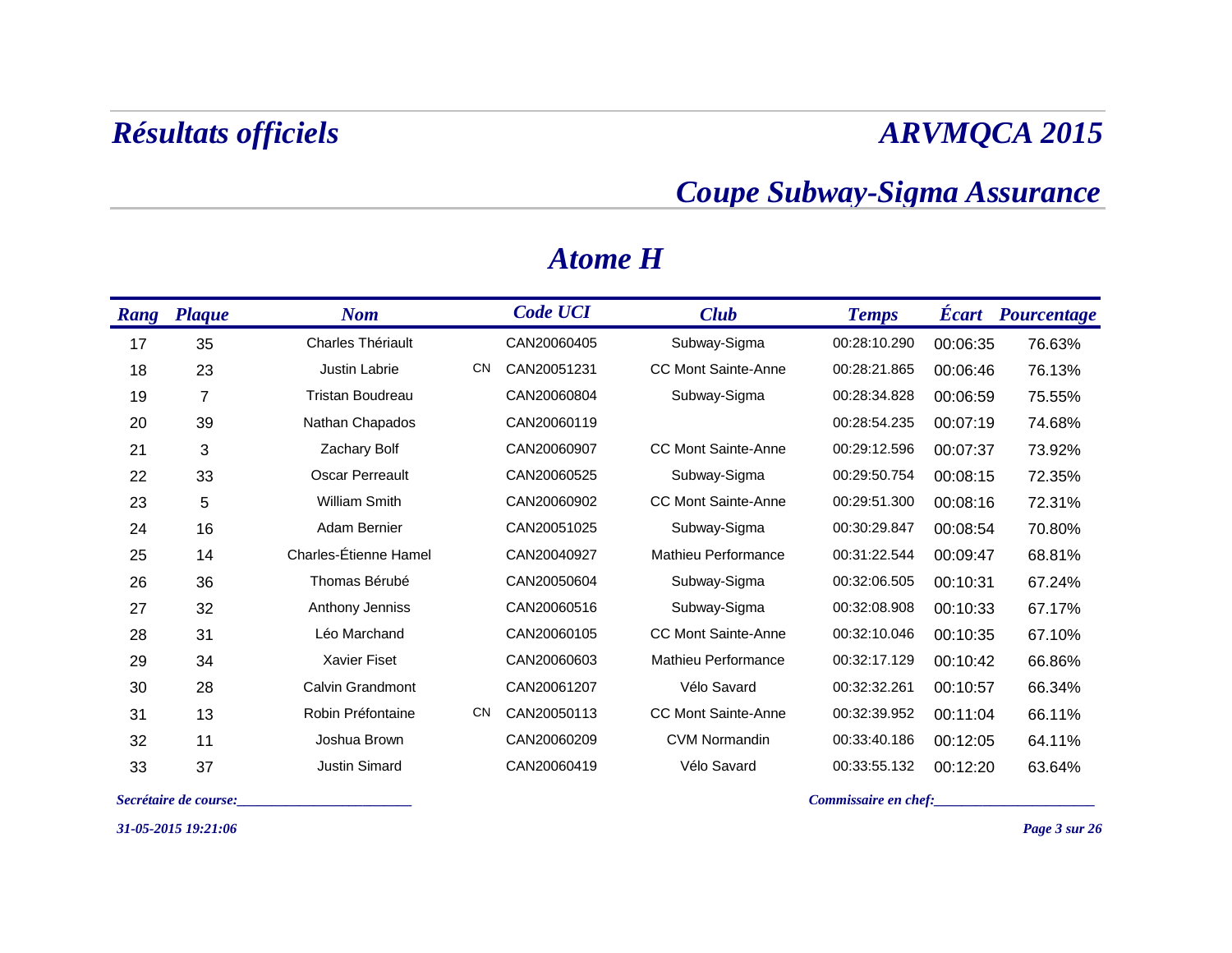# Résultats officiels

# ARVMQCA 2015

## Coupe Subway-Sigma Assurance

## Atome H

| Rang | Plaque | Nom | | Code UCI | Club | Temps | Écart | Pourcentage |
|---|---|---|---|---|---|---|---|---|
| 17 | 35 | Charles Thériault | | CAN20060405 | Subway-Sigma | 00:28:10.290 | 00:06:35 | 76.63% |
| 18 | 23 | Justin Labrie | CN | CAN20051231 | CC Mont Sainte-Anne | 00:28:21.865 | 00:06:46 | 76.13% |
| 19 | 7 | Tristan Boudreau | | CAN20060804 | Subway-Sigma | 00:28:34.828 | 00:06:59 | 75.55% |
| 20 | 39 | Nathan Chapados | | CAN20060119 | | 00:28:54.235 | 00:07:19 | 74.68% |
| 21 | 3 | Zachary Bolf | | CAN20060907 | CC Mont Sainte-Anne | 00:29:12.596 | 00:07:37 | 73.92% |
| 22 | 33 | Oscar Perreault | | CAN20060525 | Subway-Sigma | 00:29:50.754 | 00:08:15 | 72.35% |
| 23 | 5 | William Smith | | CAN20060902 | CC Mont Sainte-Anne | 00:29:51.300 | 00:08:16 | 72.31% |
| 24 | 16 | Adam Bernier | | CAN20051025 | Subway-Sigma | 00:30:29.847 | 00:08:54 | 70.80% |
| 25 | 14 | Charles-Étienne Hamel | | CAN20040927 | Mathieu Performance | 00:31:22.544 | 00:09:47 | 68.81% |
| 26 | 36 | Thomas Bérubé | | CAN20050604 | Subway-Sigma | 00:32:06.505 | 00:10:31 | 67.24% |
| 27 | 32 | Anthony Jenniss | | CAN20060516 | Subway-Sigma | 00:32:08.908 | 00:10:33 | 67.17% |
| 28 | 31 | Léo Marchand | | CAN20060105 | CC Mont Sainte-Anne | 00:32:10.046 | 00:10:35 | 67.10% |
| 29 | 34 | Xavier Fiset | | CAN20060603 | Mathieu Performance | 00:32:17.129 | 00:10:42 | 66.86% |
| 30 | 28 | Calvin Grandmont | | CAN20061207 | Vélo Savard | 00:32:32.261 | 00:10:57 | 66.34% |
| 31 | 13 | Robin Préfontaine | CN | CAN20050113 | CC Mont Sainte-Anne | 00:32:39.952 | 00:11:04 | 66.11% |
| 32 | 11 | Joshua Brown | | CAN20060209 | CVM Normandin | 00:33:40.186 | 00:12:05 | 64.11% |
| 33 | 37 | Justin Simard | | CAN20060419 | Vélo Savard | 00:33:55.132 | 00:12:20 | 63.64% |

*Secrétaire de course:________________________*

*Commissaire en chef:______________________*

*31-05-2015 19:21:06*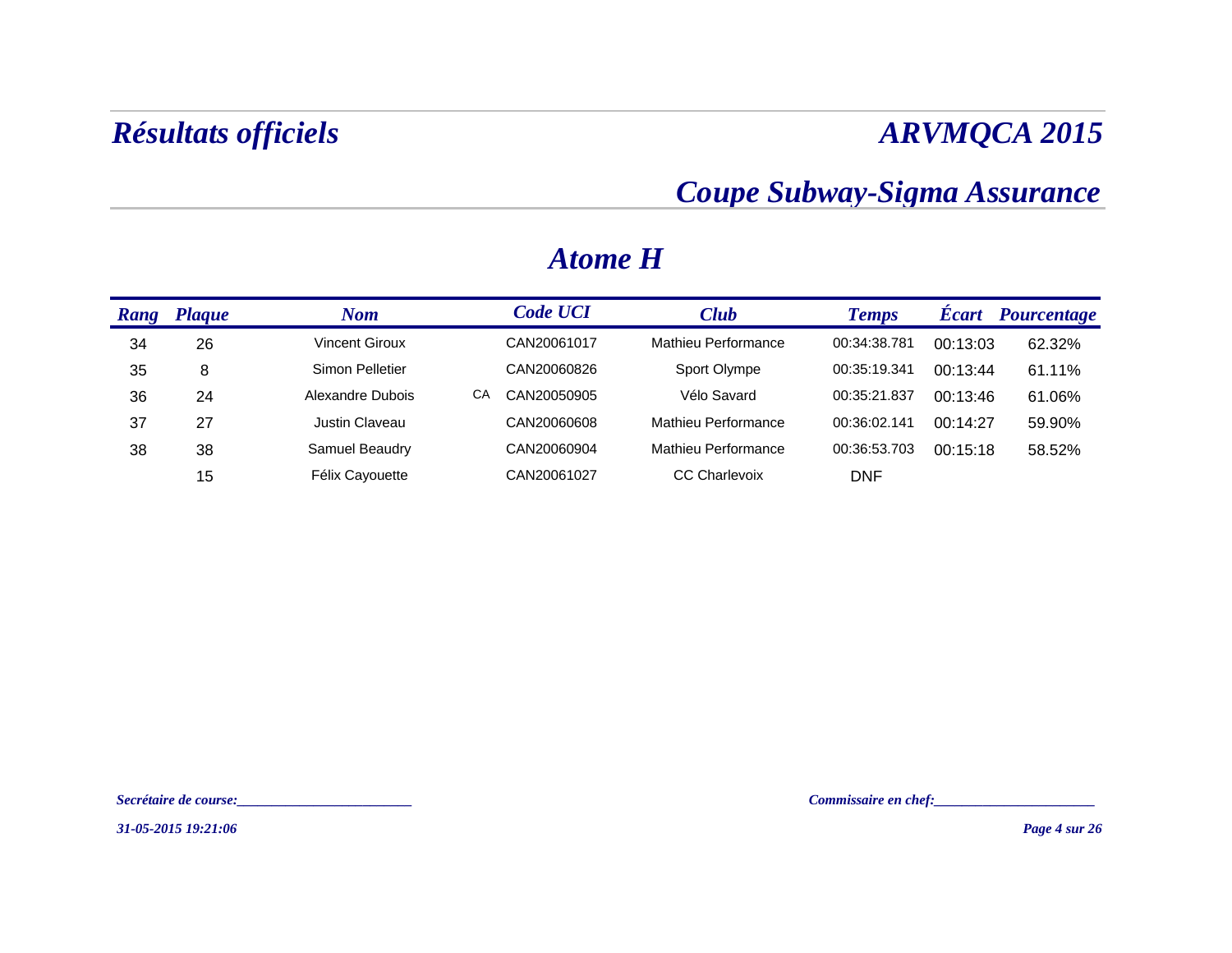# Résultats officiels

# ARVMQCA 2015

## Coupe Subway-Sigma Assurance

## Atome H

| Rang | Plaque | Nom | | Code UCI | Club | Temps | Écart | Pourcentage |
|---|---|---|---|---|---|---|---|---|
| 34 | 26 | Vincent Giroux | | CAN20061017 | Mathieu Performance | 00:34:38.781 | 00:13:03 | 62.32% |
| 35 | 8 | Simon Pelletier | | CAN20060826 | Sport Olympe | 00:35:19.341 | 00:13:44 | 61.11% |
| 36 | 24 | Alexandre Dubois | CA | CAN20050905 | Vélo Savard | 00:35:21.837 | 00:13:46 | 61.06% |
| 37 | 27 | Justin Claveau | | CAN20060608 | Mathieu Performance | 00:36:02.141 | 00:14:27 | 59.90% |
| 38 | 38 | Samuel Beaudry | | CAN20060904 | Mathieu Performance | 00:36:53.703 | 00:15:18 | 58.52% |
| | 15 | Félix Cayouette | | CAN20061027 | CC Charlevoix | DNF | | |

*Secrétaire de course:________________________*

*Commissaire en chef:_____________________*

*31-05-2015 19:21:06*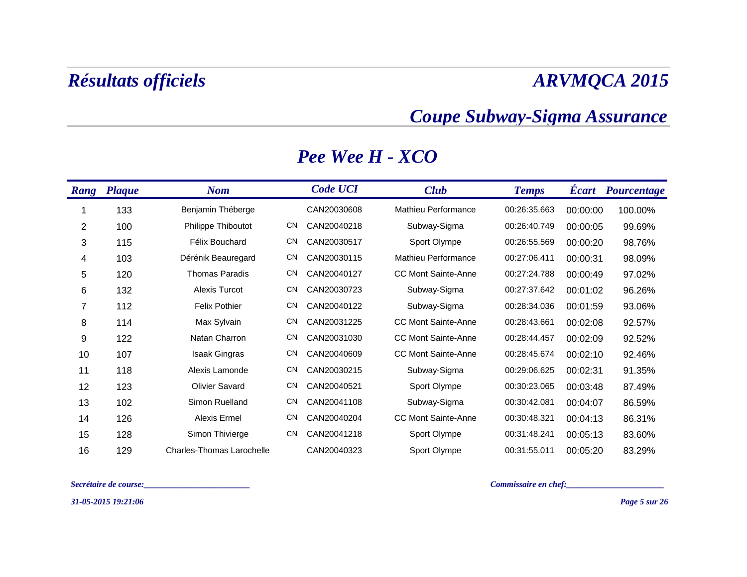# Résultats officiels

# ARVMQCA 2015

## Coupe Subway-Sigma Assurance

## Pee Wee H - XCO

| Rang | Plaque | Nom | | Code UCI | Club | Temps | Écart | Pourcentage |
|---|---|---|---|---|---|---|---|---|
| 1 | 133 | Benjamin Théberge | | CAN20030608 | Mathieu Performance | 00:26:35.663 | 00:00:00 | 100.00% |
| 2 | 100 | Philippe Thiboutot | CN | CAN20040218 | Subway-Sigma | 00:26:40.749 | 00:00:05 | 99.69% |
| 3 | 115 | Félix Bouchard | CN | CAN20030517 | Sport Olympe | 00:26:55.569 | 00:00:20 | 98.76% |
| 4 | 103 | Dérénik Beauregard | CN | CAN20030115 | Mathieu Performance | 00:27:06.411 | 00:00:31 | 98.09% |
| 5 | 120 | Thomas Paradis | CN | CAN20040127 | CC Mont Sainte-Anne | 00:27:24.788 | 00:00:49 | 97.02% |
| 6 | 132 | Alexis Turcot | CN | CAN20030723 | Subway-Sigma | 00:27:37.642 | 00:01:02 | 96.26% |
| 7 | 112 | Felix Pothier | CN | CAN20040122 | Subway-Sigma | 00:28:34.036 | 00:01:59 | 93.06% |
| 8 | 114 | Max Sylvain | CN | CAN20031225 | CC Mont Sainte-Anne | 00:28:43.661 | 00:02:08 | 92.57% |
| 9 | 122 | Natan Charron | CN | CAN20031030 | CC Mont Sainte-Anne | 00:28:44.457 | 00:02:09 | 92.52% |
| 10 | 107 | Isaak Gingras | CN | CAN20040609 | CC Mont Sainte-Anne | 00:28:45.674 | 00:02:10 | 92.46% |
| 11 | 118 | Alexis Lamonde | CN | CAN20030215 | Subway-Sigma | 00:29:06.625 | 00:02:31 | 91.35% |
| 12 | 123 | Olivier Savard | CN | CAN20040521 | Sport Olympe | 00:30:23.065 | 00:03:48 | 87.49% |
| 13 | 102 | Simon Ruelland | CN | CAN20041108 | Subway-Sigma | 00:30:42.081 | 00:04:07 | 86.59% |
| 14 | 126 | Alexis Ermel | CN | CAN20040204 | CC Mont Sainte-Anne | 00:30:48.321 | 00:04:13 | 86.31% |
| 15 | 128 | Simon Thivierge | CN | CAN20041218 | Sport Olympe | 00:31:48.241 | 00:05:13 | 83.60% |
| 16 | 129 | Charles-Thomas Larochelle | | CAN20040323 | Sport Olympe | 00:31:55.011 | 00:05:20 | 83.29% |

*Secrétaire de course:________________________*

*Commissaire en chef:______________________*

*31-05-2015 19:21:06*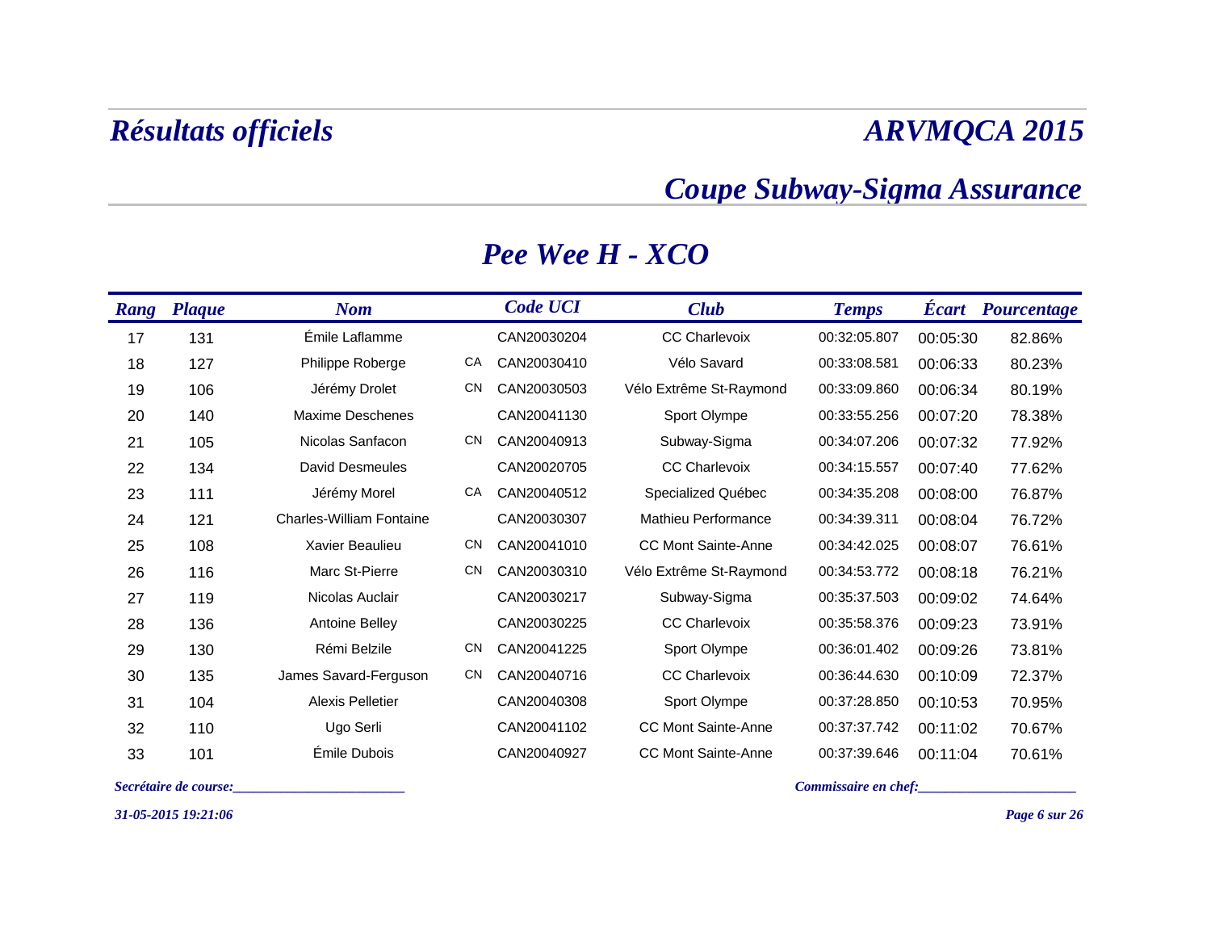# Résultats officiels

# ARVMQCA 2015

## Coupe Subway-Sigma Assurance

## Pee Wee H - XCO

| Rang | Plaque | Nom | | Code UCI | Club | Temps | Écart | Pourcentage |
|---|---|---|---|---|---|---|---|---|
| 17 | 131 | Émile Laflamme | | CAN20030204 | CC Charlevoix | 00:32:05.807 | 00:05:30 | 82.86% |
| 18 | 127 | Philippe Roberge | CA | CAN20030410 | Vélo Savard | 00:33:08.581 | 00:06:33 | 80.23% |
| 19 | 106 | Jérémy Drolet | CN | CAN20030503 | Vélo Extrême St-Raymond | 00:33:09.860 | 00:06:34 | 80.19% |
| 20 | 140 | Maxime Deschenes | | CAN20041130 | Sport Olympe | 00:33:55.256 | 00:07:20 | 78.38% |
| 21 | 105 | Nicolas Sanfacon | CN | CAN20040913 | Subway-Sigma | 00:34:07.206 | 00:07:32 | 77.92% |
| 22 | 134 | David Desmeules | | CAN20020705 | CC Charlevoix | 00:34:15.557 | 00:07:40 | 77.62% |
| 23 | 111 | Jérémy Morel | CA | CAN20040512 | Specialized Québec | 00:34:35.208 | 00:08:00 | 76.87% |
| 24 | 121 | Charles-William Fontaine | | CAN20030307 | Mathieu Performance | 00:34:39.311 | 00:08:04 | 76.72% |
| 25 | 108 | Xavier Beaulieu | CN | CAN20041010 | CC Mont Sainte-Anne | 00:34:42.025 | 00:08:07 | 76.61% |
| 26 | 116 | Marc St-Pierre | CN | CAN20030310 | Vélo Extrême St-Raymond | 00:34:53.772 | 00:08:18 | 76.21% |
| 27 | 119 | Nicolas Auclair | | CAN20030217 | Subway-Sigma | 00:35:37.503 | 00:09:02 | 74.64% |
| 28 | 136 | Antoine Belley | | CAN20030225 | CC Charlevoix | 00:35:58.376 | 00:09:23 | 73.91% |
| 29 | 130 | Rémi Belzile | CN | CAN20041225 | Sport Olympe | 00:36:01.402 | 00:09:26 | 73.81% |
| 30 | 135 | James Savard-Ferguson | CN | CAN20040716 | CC Charlevoix | 00:36:44.630 | 00:10:09 | 72.37% |
| 31 | 104 | Alexis Pelletier | | CAN20040308 | Sport Olympe | 00:37:28.850 | 00:10:53 | 70.95% |
| 32 | 110 | Ugo Serli | | CAN20041102 | CC Mont Sainte-Anne | 00:37:37.742 | 00:11:02 | 70.67% |
| 33 | 101 | Émile Dubois | | CAN20040927 | CC Mont Sainte-Anne | 00:37:39.646 | 00:11:04 | 70.61% |

*Secrétaire de course:________________________*

*Commissaire en chef:______________________*

*31-05-2015 19:21:06*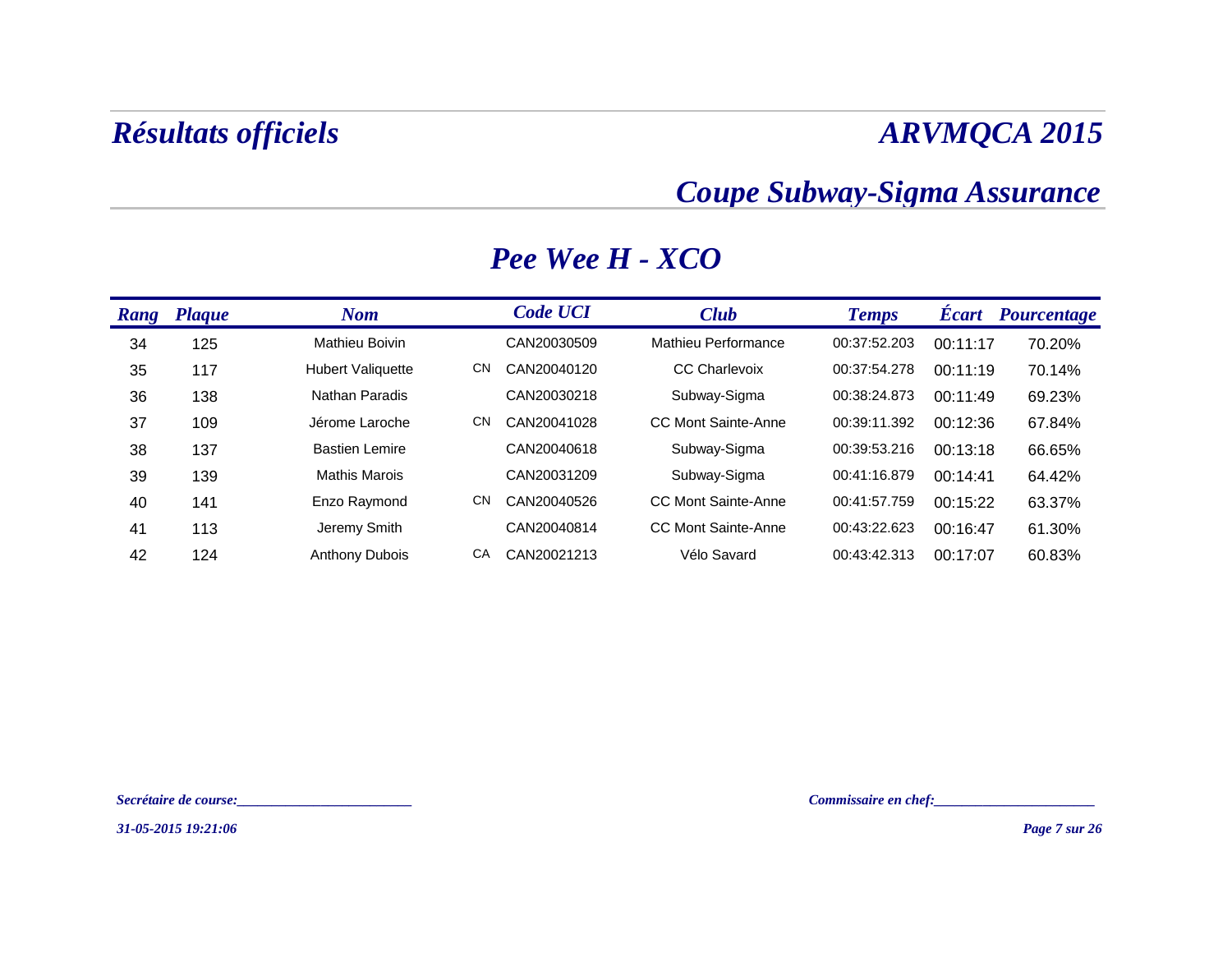# Résultats officiels

# ARVMQCA 2015

## Coupe Subway-Sigma Assurance

## Pee Wee H - XCO

| Rang | Plaque | Nom | | Code UCI | Club | Temps | Écart | Pourcentage |
|---|---|---|---|---|---|---|---|---|
| 34 | 125 | Mathieu Boivin | | CAN20030509 | Mathieu Performance | 00:37:52.203 | 00:11:17 | 70.20% |
| 35 | 117 | Hubert Valiquette | CN | CAN20040120 | CC Charlevoix | 00:37:54.278 | 00:11:19 | 70.14% |
| 36 | 138 | Nathan Paradis | | CAN20030218 | Subway-Sigma | 00:38:24.873 | 00:11:49 | 69.23% |
| 37 | 109 | Jérome Laroche | CN | CAN20041028 | CC Mont Sainte-Anne | 00:39:11.392 | 00:12:36 | 67.84% |
| 38 | 137 | Bastien Lemire | | CAN20040618 | Subway-Sigma | 00:39:53.216 | 00:13:18 | 66.65% |
| 39 | 139 | Mathis Marois | | CAN20031209 | Subway-Sigma | 00:41:16.879 | 00:14:41 | 64.42% |
| 40 | 141 | Enzo Raymond | CN | CAN20040526 | CC Mont Sainte-Anne | 00:41:57.759 | 00:15:22 | 63.37% |
| 41 | 113 | Jeremy Smith | | CAN20040814 | CC Mont Sainte-Anne | 00:43:22.623 | 00:16:47 | 61.30% |
| 42 | 124 | Anthony Dubois | CA | CAN20021213 | Vélo Savard | 00:43:42.313 | 00:17:07 | 60.83% |

*Secrétaire de course:________________________*

*Commissaire en chef:_____________________*

*31-05-2015 19:21:06*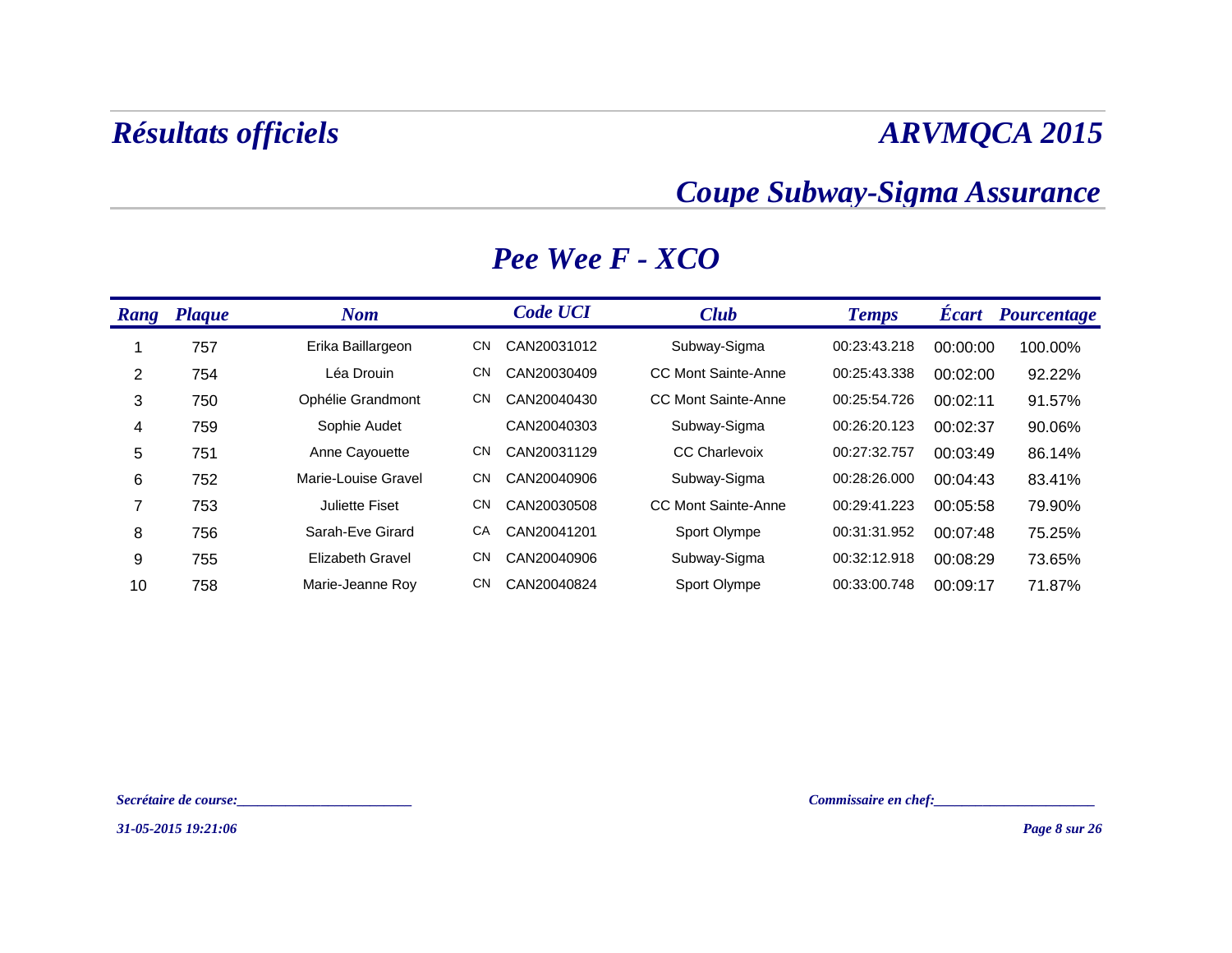# Résultats officiels

# ARVMQCA 2015

## Coupe Subway-Sigma Assurance

## Pee Wee F - XCO

| Rang | Plaque | Nom | | Code UCI | Club | Temps | Écart | Pourcentage |
|---|---|---|---|---|---|---|---|---|
| 1 | 757 | Erika Baillargeon | CN | CAN20031012 | Subway-Sigma | 00:23:43.218 | 00:00:00 | 100.00% |
| 2 | 754 | Léa Drouin | CN | CAN20030409 | CC Mont Sainte-Anne | 00:25:43.338 | 00:02:00 | 92.22% |
| 3 | 750 | Ophélie Grandmont | CN | CAN20040430 | CC Mont Sainte-Anne | 00:25:54.726 | 00:02:11 | 91.57% |
| 4 | 759 | Sophie Audet | | CAN20040303 | Subway-Sigma | 00:26:20.123 | 00:02:37 | 90.06% |
| 5 | 751 | Anne Cayouette | CN | CAN20031129 | CC Charlevoix | 00:27:32.757 | 00:03:49 | 86.14% |
| 6 | 752 | Marie-Louise Gravel | CN | CAN20040906 | Subway-Sigma | 00:28:26.000 | 00:04:43 | 83.41% |
| 7 | 753 | Juliette Fiset | CN | CAN20030508 | CC Mont Sainte-Anne | 00:29:41.223 | 00:05:58 | 79.90% |
| 8 | 756 | Sarah-Eve Girard | CA | CAN20041201 | Sport Olympe | 00:31:31.952 | 00:07:48 | 75.25% |
| 9 | 755 | Elizabeth Gravel | CN | CAN20040906 | Subway-Sigma | 00:32:12.918 | 00:08:29 | 73.65% |
| 10 | 758 | Marie-Jeanne Roy | CN | CAN20040824 | Sport Olympe | 00:33:00.748 | 00:09:17 | 71.87% |

*Secrétaire de course:________________________*

*Commissaire en chef:______________________*

*31-05-2015 19:21:06*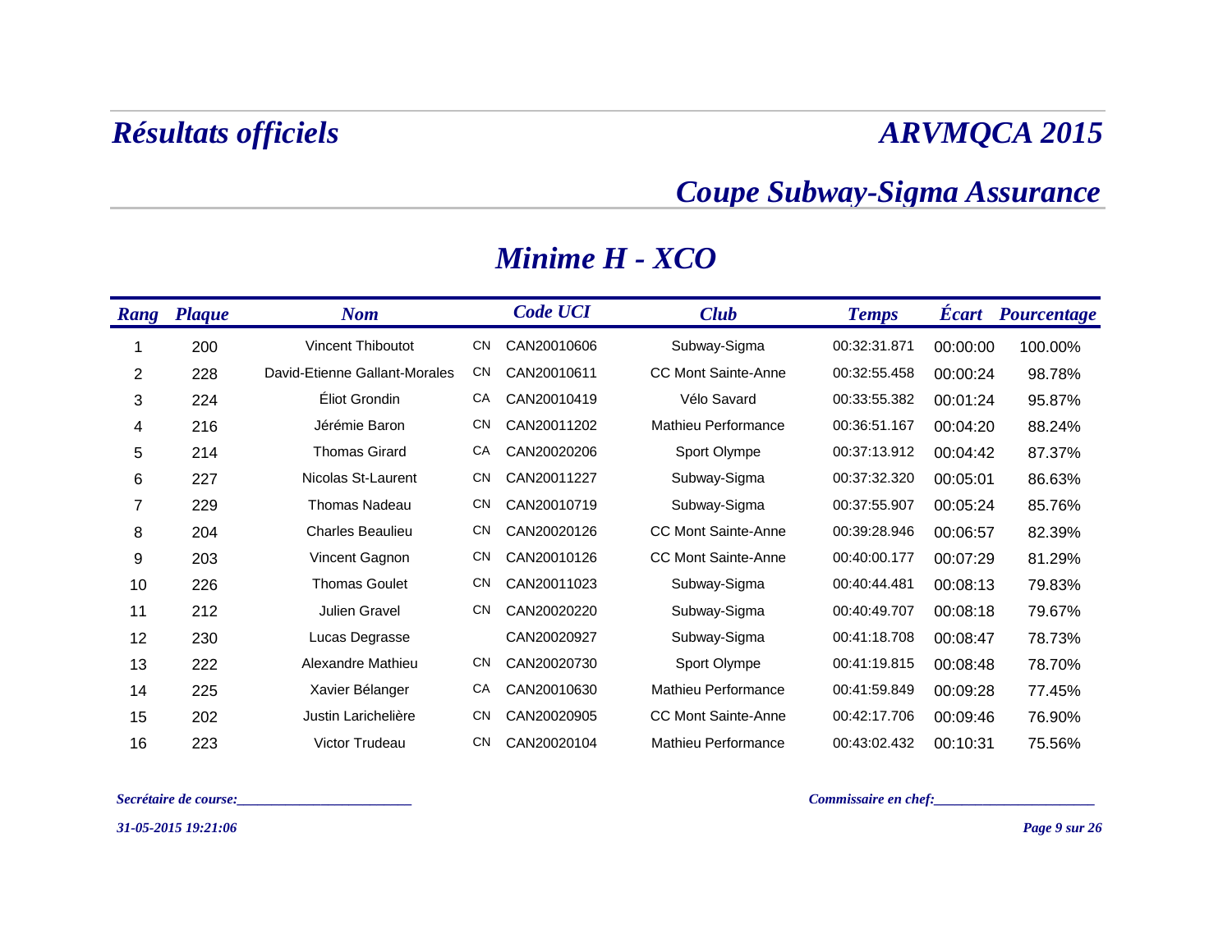# Résultats officiels

# ARVMQCA 2015

## Coupe Subway-Sigma Assurance

## Minime H - XCO

| Rang | Plaque | Nom | | Code UCI | Club | Temps | Écart | Pourcentage |
|---|---|---|---|---|---|---|---|---|
| 1 | 200 | Vincent Thiboutot | CN | CAN20010606 | Subway-Sigma | 00:32:31.871 | 00:00:00 | 100.00% |
| 2 | 228 | David-Etienne Gallant-Morales | CN | CAN20010611 | CC Mont Sainte-Anne | 00:32:55.458 | 00:00:24 | 98.78% |
| 3 | 224 | Éliot Grondin | CA | CAN20010419 | Vélo Savard | 00:33:55.382 | 00:01:24 | 95.87% |
| 4 | 216 | Jérémie Baron | CN | CAN20011202 | Mathieu Performance | 00:36:51.167 | 00:04:20 | 88.24% |
| 5 | 214 | Thomas Girard | CA | CAN20020206 | Sport Olympe | 00:37:13.912 | 00:04:42 | 87.37% |
| 6 | 227 | Nicolas St-Laurent | CN | CAN20011227 | Subway-Sigma | 00:37:32.320 | 00:05:01 | 86.63% |
| 7 | 229 | Thomas Nadeau | CN | CAN20010719 | Subway-Sigma | 00:37:55.907 | 00:05:24 | 85.76% |
| 8 | 204 | Charles Beaulieu | CN | CAN20020126 | CC Mont Sainte-Anne | 00:39:28.946 | 00:06:57 | 82.39% |
| 9 | 203 | Vincent Gagnon | CN | CAN20010126 | CC Mont Sainte-Anne | 00:40:00.177 | 00:07:29 | 81.29% |
| 10 | 226 | Thomas Goulet | CN | CAN20011023 | Subway-Sigma | 00:40:44.481 | 00:08:13 | 79.83% |
| 11 | 212 | Julien Gravel | CN | CAN20020220 | Subway-Sigma | 00:40:49.707 | 00:08:18 | 79.67% |
| 12 | 230 | Lucas Degrasse | | CAN20020927 | Subway-Sigma | 00:41:18.708 | 00:08:47 | 78.73% |
| 13 | 222 | Alexandre Mathieu | CN | CAN20020730 | Sport Olympe | 00:41:19.815 | 00:08:48 | 78.70% |
| 14 | 225 | Xavier Bélanger | CA | CAN20010630 | Mathieu Performance | 00:41:59.849 | 00:09:28 | 77.45% |
| 15 | 202 | Justin Laricheliére | CN | CAN20020905 | CC Mont Sainte-Anne | 00:42:17.706 | 00:09:46 | 76.90% |
| 16 | 223 | Victor Trudeau | CN | CAN20020104 | Mathieu Performance | 00:43:02.432 | 00:10:31 | 75.56% |

*Secrétaire de course:________________________*

*Commissaire en chef:_____________________*

*31-05-2015 19:21:06*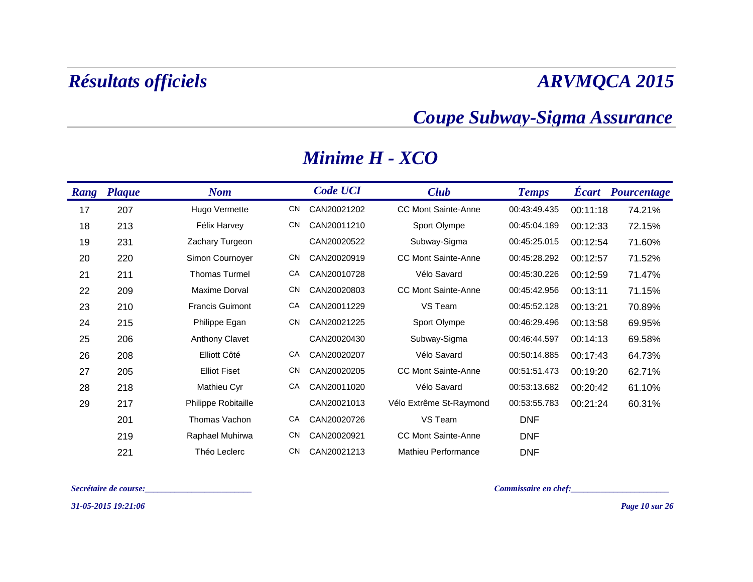# Résultats officiels

# ARVMQCA 2015

## Coupe Subway-Sigma Assurance

## Minime H - XCO

| Rang | Plaque | Nom | | Code UCI | Club | Temps | Écart | Pourcentage |
|---|---|---|---|---|---|---|---|---|
| 17 | 207 | Hugo Vermette | CN | CAN20021202 | CC Mont Sainte-Anne | 00:43:49.435 | 00:11:18 | 74.21% |
| 18 | 213 | Félix Harvey | CN | CAN20011210 | Sport Olympe | 00:45:04.189 | 00:12:33 | 72.15% |
| 19 | 231 | Zachary Turgeon | | CAN20020522 | Subway-Sigma | 00:45:25.015 | 00:12:54 | 71.60% |
| 20 | 220 | Simon Cournoyer | CN | CAN20020919 | CC Mont Sainte-Anne | 00:45:28.292 | 00:12:57 | 71.52% |
| 21 | 211 | Thomas Turmel | CA | CAN20010728 | Vélo Savard | 00:45:30.226 | 00:12:59 | 71.47% |
| 22 | 209 | Maxime Dorval | CN | CAN20020803 | CC Mont Sainte-Anne | 00:45:42.956 | 00:13:11 | 71.15% |
| 23 | 210 | Francis Guimont | CA | CAN20011229 | VS Team | 00:45:52.128 | 00:13:21 | 70.89% |
| 24 | 215 | Philippe Egan | CN | CAN20021225 | Sport Olympe | 00:46:29.496 | 00:13:58 | 69.95% |
| 25 | 206 | Anthony Clavet | | CAN20020430 | Subway-Sigma | 00:46:44.597 | 00:14:13 | 69.58% |
| 26 | 208 | Elliott Côté | CA | CAN20020207 | Vélo Savard | 00:50:14.885 | 00:17:43 | 64.73% |
| 27 | 205 | Elliot Fiset | CN | CAN20020205 | CC Mont Sainte-Anne | 00:51:51.473 | 00:19:20 | 62.71% |
| 28 | 218 | Mathieu Cyr | CA | CAN20011020 | Vélo Savard | 00:53:13.682 | 00:20:42 | 61.10% |
| 29 | 217 | Philippe Robitaille | | CAN20021013 | Vélo Extrême St-Raymond | 00:53:55.783 | 00:21:24 | 60.31% |
| | 201 | Thomas Vachon | CA | CAN20020726 | VS Team | DNF | | |
| | 219 | Raphael Muhirwa | CN | CAN20020921 | CC Mont Sainte-Anne | DNF | | |
| | 221 | Théo Leclerc | CN | CAN20021213 | Mathieu Performance | DNF | | |

*Secrétaire de course:________________________*

*Commissaire en chef:_____________________*

*31-05-2015 19:21:06*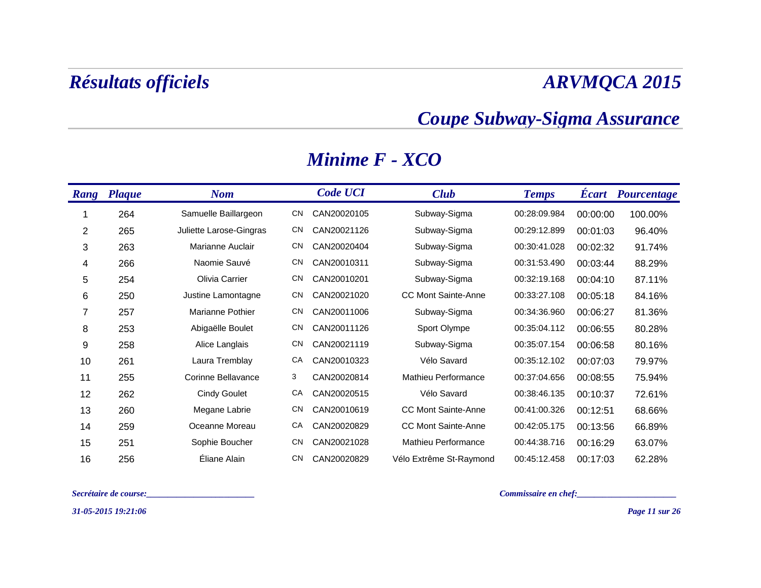# Résultats officiels

# ARVMQCA 2015

## Coupe Subway-Sigma Assurance

## Minime F - XCO

| Rang | Plaque | Nom | | Code UCI | Club | Temps | Écart | Pourcentage |
|---|---|---|---|---|---|---|---|---|
| 1 | 264 | Samuelle Baillargeon | CN | CAN20020105 | Subway-Sigma | 00:28:09.984 | 00:00:00 | 100.00% |
| 2 | 265 | Juliette Larose-Gingras | CN | CAN20021126 | Subway-Sigma | 00:29:12.899 | 00:01:03 | 96.40% |
| 3 | 263 | Marianne Auclair | CN | CAN20020404 | Subway-Sigma | 00:30:41.028 | 00:02:32 | 91.74% |
| 4 | 266 | Naomie Sauvé | CN | CAN20010311 | Subway-Sigma | 00:31:53.490 | 00:03:44 | 88.29% |
| 5 | 254 | Olivia Carrier | CN | CAN20010201 | Subway-Sigma | 00:32:19.168 | 00:04:10 | 87.11% |
| 6 | 250 | Justine Lamontagne | CN | CAN20021020 | CC Mont Sainte-Anne | 00:33:27.108 | 00:05:18 | 84.16% |
| 7 | 257 | Marianne Pothier | CN | CAN20011006 | Subway-Sigma | 00:34:36.960 | 00:06:27 | 81.36% |
| 8 | 253 | Abigaëlle Boulet | CN | CAN20011126 | Sport Olympe | 00:35:04.112 | 00:06:55 | 80.28% |
| 9 | 258 | Alice Langlais | CN | CAN20021119 | Subway-Sigma | 00:35:07.154 | 00:06:58 | 80.16% |
| 10 | 261 | Laura Tremblay | CA | CAN20010323 | Vélo Savard | 00:35:12.102 | 00:07:03 | 79.97% |
| 11 | 255 | Corinne Bellavance | 3 | CAN20020814 | Mathieu Performance | 00:37:04.656 | 00:08:55 | 75.94% |
| 12 | 262 | Cindy Goulet | CA | CAN20020515 | Vélo Savard | 00:38:46.135 | 00:10:37 | 72.61% |
| 13 | 260 | Megane Labrie | CN | CAN20010619 | CC Mont Sainte-Anne | 00:41:00.326 | 00:12:51 | 68.66% |
| 14 | 259 | Oceanne Moreau | CA | CAN20020829 | CC Mont Sainte-Anne | 00:42:05.175 | 00:13:56 | 66.89% |
| 15 | 251 | Sophie Boucher | CN | CAN20021028 | Mathieu Performance | 00:44:38.716 | 00:16:29 | 63.07% |
| 16 | 256 | Éliane Alain | CN | CAN20020829 | Vélo Extrême St-Raymond | 00:45:12.458 | 00:17:03 | 62.28% |

*Secrétaire de course:________________________*

*Commissaire en chef:______________________*

*31-05-2015 19:21:06*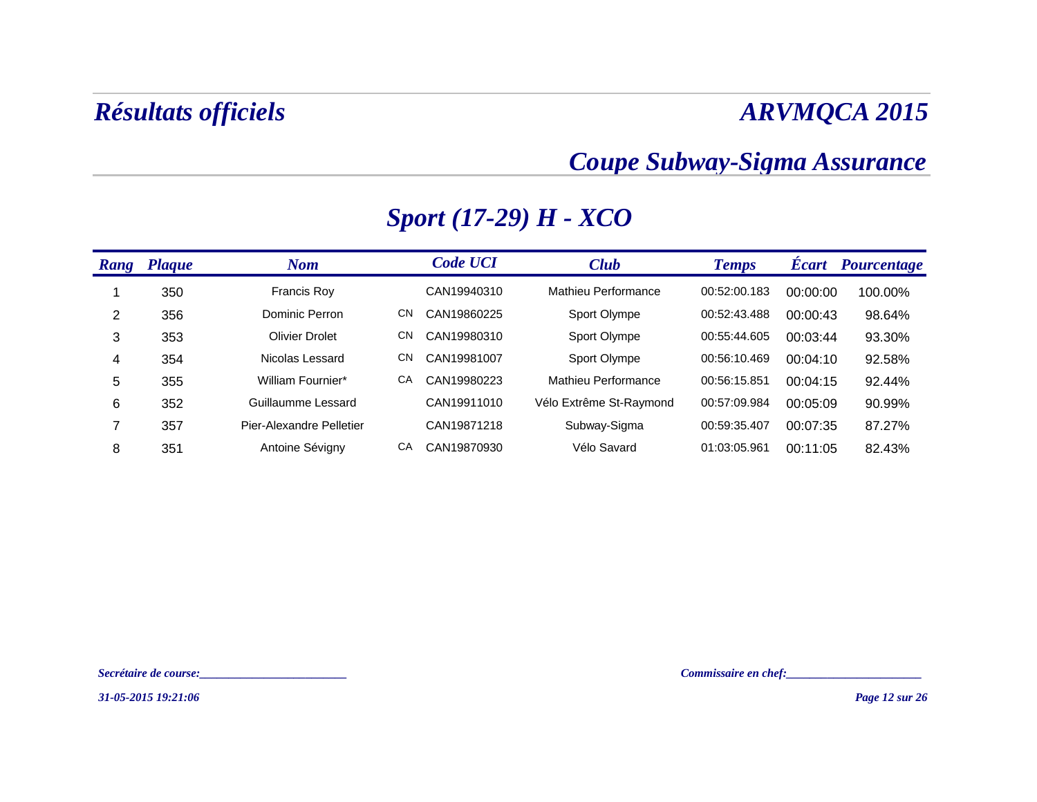# Résultats officiels

# ARVMQCA 2015

## Coupe Subway-Sigma Assurance

### Sport (17-29) H - XCO

| Rang | Plaque | Nom | | Code UCI | Club | Temps | Écart | Pourcentage |
|---|---|---|---|---|---|---|---|---|
| 1 | 350 | Francis Roy | | CAN19940310 | Mathieu Performance | 00:52:00.183 | 00:00:00 | 100.00% |
| 2 | 356 | Dominic Perron | CN | CAN19860225 | Sport Olympe | 00:52:43.488 | 00:00:43 | 98.64% |
| 3 | 353 | Olivier Drolet | CN | CAN19980310 | Sport Olympe | 00:55:44.605 | 00:03:44 | 93.30% |
| 4 | 354 | Nicolas Lessard | CN | CAN19981007 | Sport Olympe | 00:56:10.469 | 00:04:10 | 92.58% |
| 5 | 355 | William Fournier* | CA | CAN19980223 | Mathieu Performance | 00:56:15.851 | 00:04:15 | 92.44% |
| 6 | 352 | Guillaumme Lessard | | CAN19911010 | Vélo Extrême St-Raymond | 00:57:09.984 | 00:05:09 | 90.99% |
| 7 | 357 | Pier-Alexandre Pelletier | | CAN19871218 | Subway-Sigma | 00:59:35.407 | 00:07:35 | 87.27% |
| 8 | 351 | Antoine Sévigny | CA | CAN19870930 | Vélo Savard | 01:03:05.961 | 00:11:05 | 82.43% |

*Secrétaire de course:________________________*

*Commissaire en chef:_____________________*

*31-05-2015 19:21:06*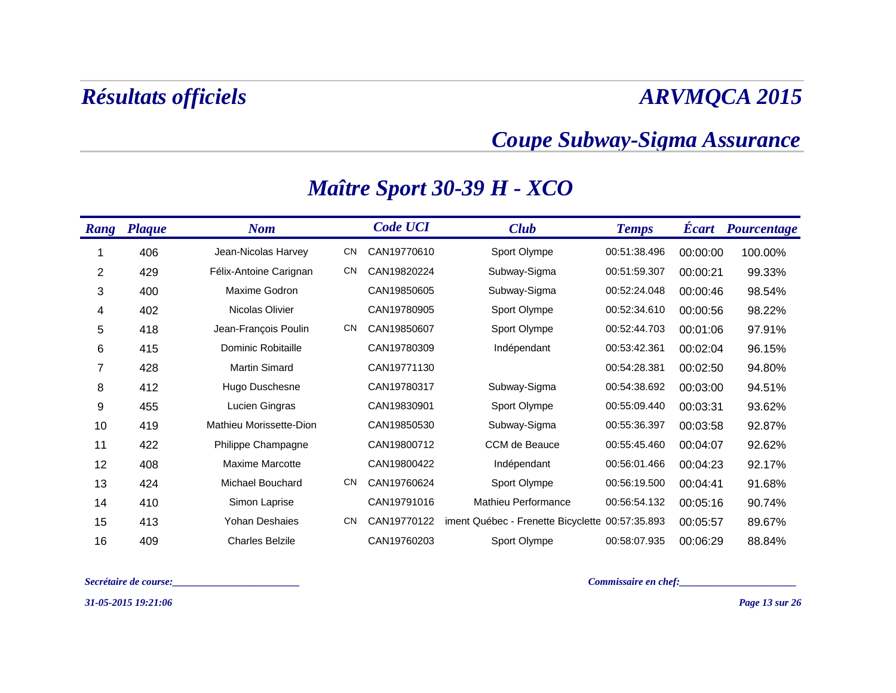# Résultats officiels

# ARVMQCA 2015

## Coupe Subway-Sigma Assurance

## Maître Sport 30-39 H - XCO

| Rang | Plaque | Nom | | Code UCI | Club | Temps | Écart | Pourcentage |
|---|---|---|---|---|---|---|---|---|
| 1 | 406 | Jean-Nicolas Harvey | CN | CAN19770610 | Sport Olympe | 00:51:38.496 | 00:00:00 | 100.00% |
| 2 | 429 | Félix-Antoine Carignan | CN | CAN19820224 | Subway-Sigma | 00:51:59.307 | 00:00:21 | 99.33% |
| 3 | 400 | Maxime Godron | | CAN19850605 | Subway-Sigma | 00:52:24.048 | 00:00:46 | 98.54% |
| 4 | 402 | Nicolas Olivier | | CAN19780905 | Sport Olympe | 00:52:34.610 | 00:00:56 | 98.22% |
| 5 | 418 | Jean-François Poulin | CN | CAN19850607 | Sport Olympe | 00:52:44.703 | 00:01:06 | 97.91% |
| 6 | 415 | Dominic Robitaille | | CAN19780309 | Indépendant | 00:53:42.361 | 00:02:04 | 96.15% |
| 7 | 428 | Martin Simard | | CAN19771130 | | 00:54:28.381 | 00:02:50 | 94.80% |
| 8 | 412 | Hugo Duschesne | | CAN19780317 | Subway-Sigma | 00:54:38.692 | 00:03:00 | 94.51% |
| 9 | 455 | Lucien Gingras | | CAN19830901 | Sport Olympe | 00:55:09.440 | 00:03:31 | 93.62% |
| 10 | 419 | Mathieu Morissette-Dion | | CAN19850530 | Subway-Sigma | 00:55:36.397 | 00:03:58 | 92.87% |
| 11 | 422 | Philippe Champagne | | CAN19800712 | CCM de Beauce | 00:55:45.460 | 00:04:07 | 92.62% |
| 12 | 408 | Maxime Marcotte | | CAN19800422 | Indépendant | 00:56:01.466 | 00:04:23 | 92.17% |
| 13 | 424 | Michael Bouchard | CN | CAN19760624 | Sport Olympe | 00:56:19.500 | 00:04:41 | 91.68% |
| 14 | 410 | Simon Laprise | | CAN19791016 | Mathieu Performance | 00:56:54.132 | 00:05:16 | 90.74% |
| 15 | 413 | Yohan Deshaies | CN | CAN19770122 | iment Québec - Frenette Bicyclette | 00:57:35.893 | 00:05:57 | 89.67% |
| 16 | 409 | Charles Belzile | | CAN19760203 | Sport Olympe | 00:58:07.935 | 00:06:29 | 88.84% |

*Secrétaire de course:________________________*

*Commissaire en chef:_____________________*

*31-05-2015 19:21:06*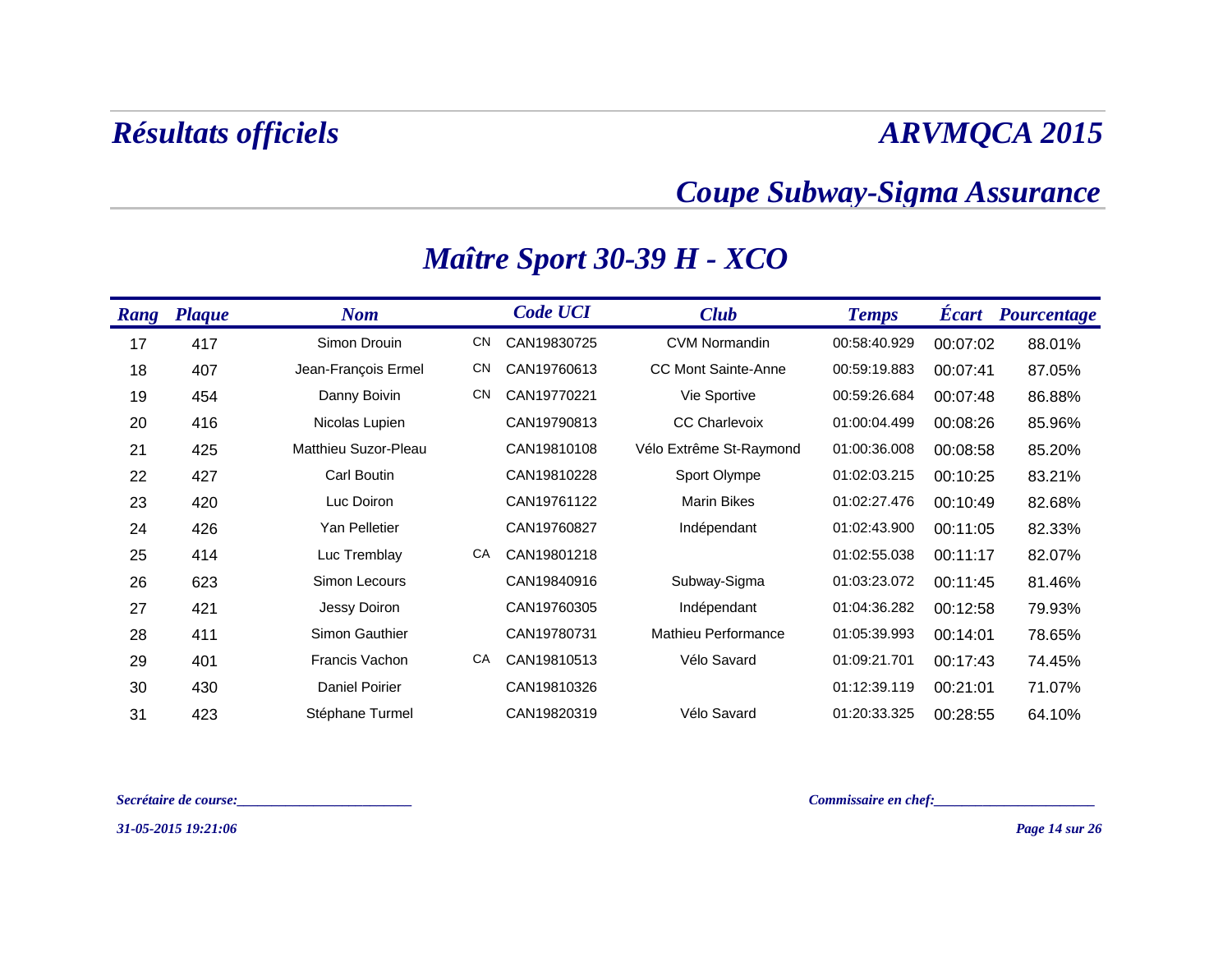# Résultats officiels

# ARVMQCA 2015

## Coupe Subway-Sigma Assurance

## Maître Sport 30-39 H - XCO

| Rang | Plaque | Nom | | Code UCI | Club | Temps | Écart | Pourcentage |
|---|---|---|---|---|---|---|---|---|
| 17 | 417 | Simon Drouin | CN | CAN19830725 | CVM Normandin | 00:58:40.929 | 00:07:02 | 88.01% |
| 18 | 407 | Jean-François Ermel | CN | CAN19760613 | CC Mont Sainte-Anne | 00:59:19.883 | 00:07:41 | 87.05% |
| 19 | 454 | Danny Boivin | CN | CAN19770221 | Vie Sportive | 00:59:26.684 | 00:07:48 | 86.88% |
| 20 | 416 | Nicolas Lupien | | CAN19790813 | CC Charlevoix | 01:00:04.499 | 00:08:26 | 85.96% |
| 21 | 425 | Matthieu Suzor-Pleau | | CAN19810108 | Vélo Extrême St-Raymond | 01:00:36.008 | 00:08:58 | 85.20% |
| 22 | 427 | Carl Boutin | | CAN19810228 | Sport Olympe | 01:02:03.215 | 00:10:25 | 83.21% |
| 23 | 420 | Luc Doiron | | CAN19761122 | Marin Bikes | 01:02:27.476 | 00:10:49 | 82.68% |
| 24 | 426 | Yan Pelletier | | CAN19760827 | Indépendant | 01:02:43.900 | 00:11:05 | 82.33% |
| 25 | 414 | Luc Tremblay | CA | CAN19801218 | | 01:02:55.038 | 00:11:17 | 82.07% |
| 26 | 623 | Simon Lecours | | CAN19840916 | Subway-Sigma | 01:03:23.072 | 00:11:45 | 81.46% |
| 27 | 421 | Jessy Doiron | | CAN19760305 | Indépendant | 01:04:36.282 | 00:12:58 | 79.93% |
| 28 | 411 | Simon Gauthier | | CAN19780731 | Mathieu Performance | 01:05:39.993 | 00:14:01 | 78.65% |
| 29 | 401 | Francis Vachon | CA | CAN19810513 | Vélo Savard | 01:09:21.701 | 00:17:43 | 74.45% |
| 30 | 430 | Daniel Poirier | | CAN19810326 | | 01:12:39.119 | 00:21:01 | 71.07% |
| 31 | 423 | Stéphane Turmel | | CAN19820319 | Vélo Savard | 01:20:33.325 | 00:28:55 | 64.10% |

*Secrétaire de course:________________________*

*Commissaire en chef:_____________________*

*31-05-2015 19:21:06*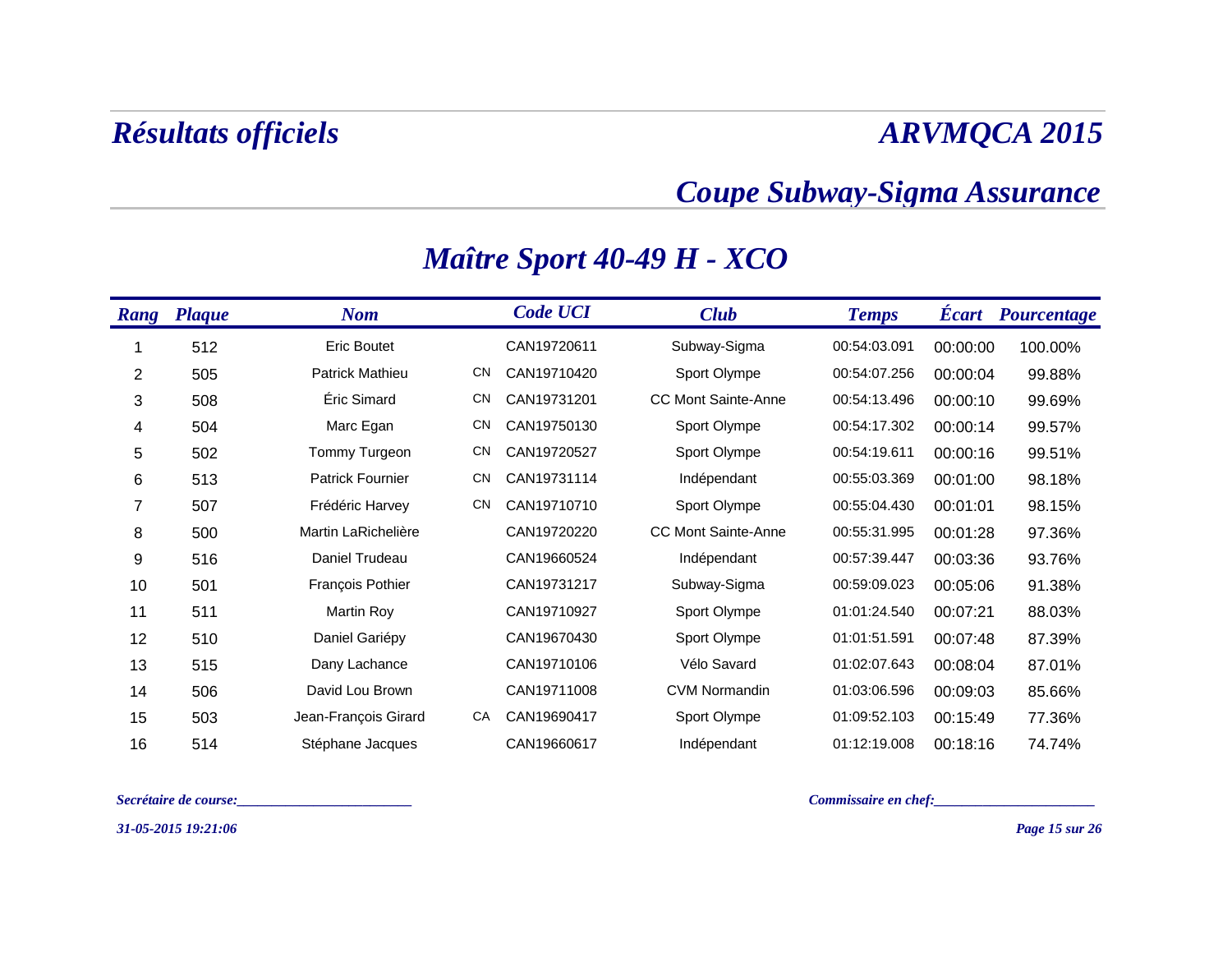# Résultats officiels

# ARVMQCA 2015

## Coupe Subway-Sigma Assurance

## Maître Sport 40-49 H - XCO

| Rang | Plaque | Nom | | Code UCI | Club | Temps | Écart | Pourcentage |
|---|---|---|---|---|---|---|---|---|
| 1 | 512 | Eric Boutet | | CAN19720611 | Subway-Sigma | 00:54:03.091 | 00:00:00 | 100.00% |
| 2 | 505 | Patrick Mathieu | CN | CAN19710420 | Sport Olympe | 00:54:07.256 | 00:00:04 | 99.88% |
| 3 | 508 | Éric Simard | CN | CAN19731201 | CC Mont Sainte-Anne | 00:54:13.496 | 00:00:10 | 99.69% |
| 4 | 504 | Marc Egan | CN | CAN19750130 | Sport Olympe | 00:54:17.302 | 00:00:14 | 99.57% |
| 5 | 502 | Tommy Turgeon | CN | CAN19720527 | Sport Olympe | 00:54:19.611 | 00:00:16 | 99.51% |
| 6 | 513 | Patrick Fournier | CN | CAN19731114 | Indépendant | 00:55:03.369 | 00:01:00 | 98.18% |
| 7 | 507 | Frédéric Harvey | CN | CAN19710710 | Sport Olympe | 00:55:04.430 | 00:01:01 | 98.15% |
| 8 | 500 | Martin LaRichelière | | CAN19720220 | CC Mont Sainte-Anne | 00:55:31.995 | 00:01:28 | 97.36% |
| 9 | 516 | Daniel Trudeau | | CAN19660524 | Indépendant | 00:57:39.447 | 00:03:36 | 93.76% |
| 10 | 501 | François Pothier | | CAN19731217 | Subway-Sigma | 00:59:09.023 | 00:05:06 | 91.38% |
| 11 | 511 | Martin Roy | | CAN19710927 | Sport Olympe | 01:01:24.540 | 00:07:21 | 88.03% |
| 12 | 510 | Daniel Gariépy | | CAN19670430 | Sport Olympe | 01:01:51.591 | 00:07:48 | 87.39% |
| 13 | 515 | Dany Lachance | | CAN19710106 | Vélo Savard | 01:02:07.643 | 00:08:04 | 87.01% |
| 14 | 506 | David Lou Brown | | CAN19711008 | CVM Normandin | 01:03:06.596 | 00:09:03 | 85.66% |
| 15 | 503 | Jean-François Girard | CA | CAN19690417 | Sport Olympe | 01:09:52.103 | 00:15:49 | 77.36% |
| 16 | 514 | Stéphane Jacques | | CAN19660617 | Indépendant | 01:12:19.008 | 00:18:16 | 74.74% |

*Secrétaire de course:________________________*

*Commissaire en chef:______________________*

*31-05-2015 19:21:06*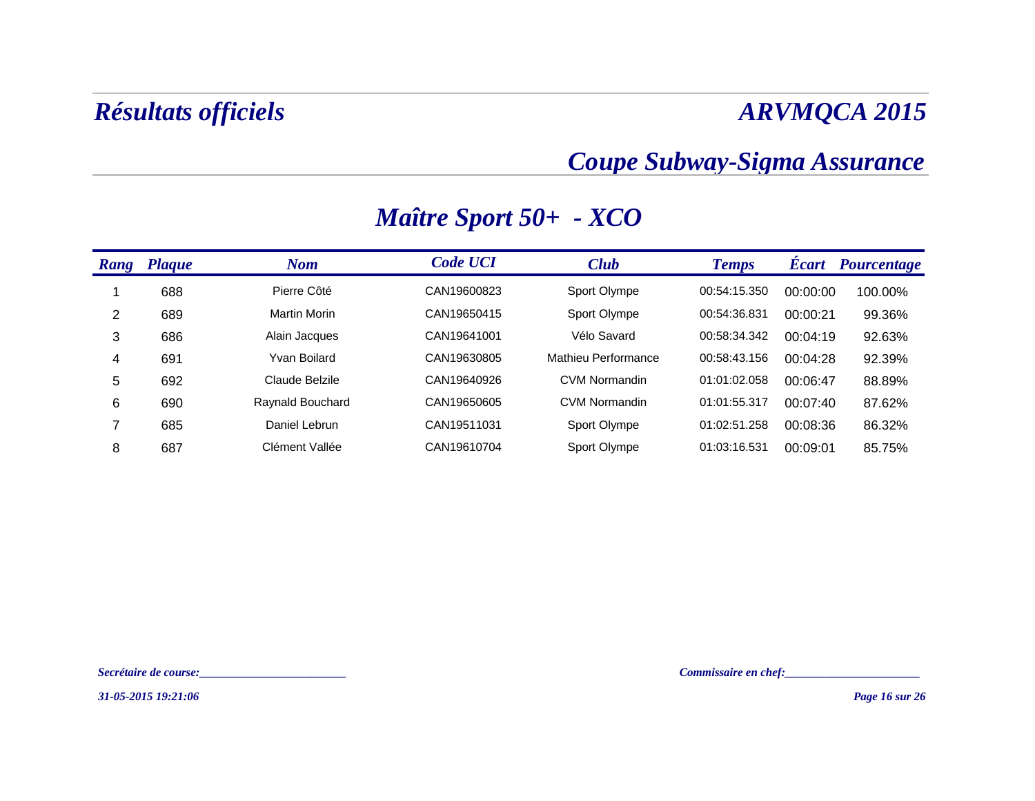# Résultats officiels

# ARVMQCA 2015

## Coupe Subway-Sigma Assurance

## Maître Sport 50+ - XCO

| Rang | Plaque | Nom | Code UCI | Club | Temps | Écart | Pourcentage |
|---|---|---|---|---|---|---|---|
| 1 | 688 | Pierre Côté | CAN19600823 | Sport Olympe | 00:54:15.350 | 00:00:00 | 100.00% |
| 2 | 689 | Martin Morin | CAN19650415 | Sport Olympe | 00:54:36.831 | 00:00:21 | 99.36% |
| 3 | 686 | Alain Jacques | CAN19641001 | Vélo Savard | 00:58:34.342 | 00:04:19 | 92.63% |
| 4 | 691 | Yvan Boilard | CAN19630805 | Mathieu Performance | 00:58:43.156 | 00:04:28 | 92.39% |
| 5 | 692 | Claude Belzile | CAN19640926 | CVM Normandin | 01:01:02.058 | 00:06:47 | 88.89% |
| 6 | 690 | Raynald Bouchard | CAN19650605 | CVM Normandin | 01:01:55.317 | 00:07:40 | 87.62% |
| 7 | 685 | Daniel Lebrun | CAN19511031 | Sport Olympe | 01:02:51.258 | 00:08:36 | 86.32% |
| 8 | 687 | Clément Vallée | CAN19610704 | Sport Olympe | 01:03:16.531 | 00:09:01 | 85.75% |

*Secrétaire de course:________________________*

*Commissaire en chef:_____________________*

*31-05-2015 19:21:06*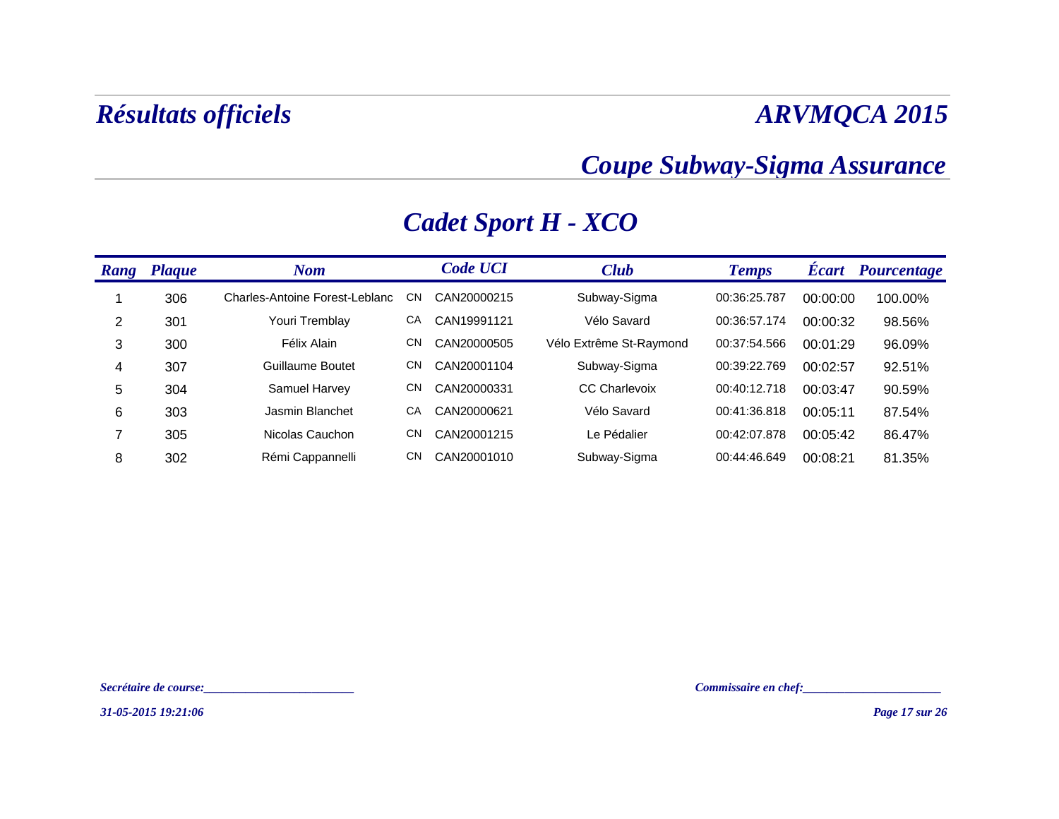# Résultats officiels

# ARVMQCA 2015

## Coupe Subway-Sigma Assurance

## Cadet Sport H - XCO

| Rang | Plaque | Nom | | Code UCI | Club | Temps | Écart | Pourcentage |
|---|---|---|---|---|---|---|---|---|
| 1 | 306 | Charles-Antoine Forest-Leblanc | CN | CAN20000215 | Subway-Sigma | 00:36:25.787 | 00:00:00 | 100.00% |
| 2 | 301 | Youri Tremblay | CA | CAN19991121 | Vélo Savard | 00:36:57.174 | 00:00:32 | 98.56% |
| 3 | 300 | Félix Alain | CN | CAN20000505 | Vélo Extrême St-Raymond | 00:37:54.566 | 00:01:29 | 96.09% |
| 4 | 307 | Guillaume Boutet | CN | CAN20001104 | Subway-Sigma | 00:39:22.769 | 00:02:57 | 92.51% |
| 5 | 304 | Samuel Harvey | CN | CAN20000331 | CC Charlevoix | 00:40:12.718 | 00:03:47 | 90.59% |
| 6 | 303 | Jasmin Blanchet | CA | CAN20000621 | Vélo Savard | 00:41:36.818 | 00:05:11 | 87.54% |
| 7 | 305 | Nicolas Cauchon | CN | CAN20001215 | Le Pédalier | 00:42:07.878 | 00:05:42 | 86.47% |
| 8 | 302 | Rémi Cappannelli | CN | CAN20001010 | Subway-Sigma | 00:44:46.649 | 00:08:21 | 81.35% |

*Secrétaire de course:________________________*

*Commissaire en chef:______________________*

*31-05-2015 19:21:06*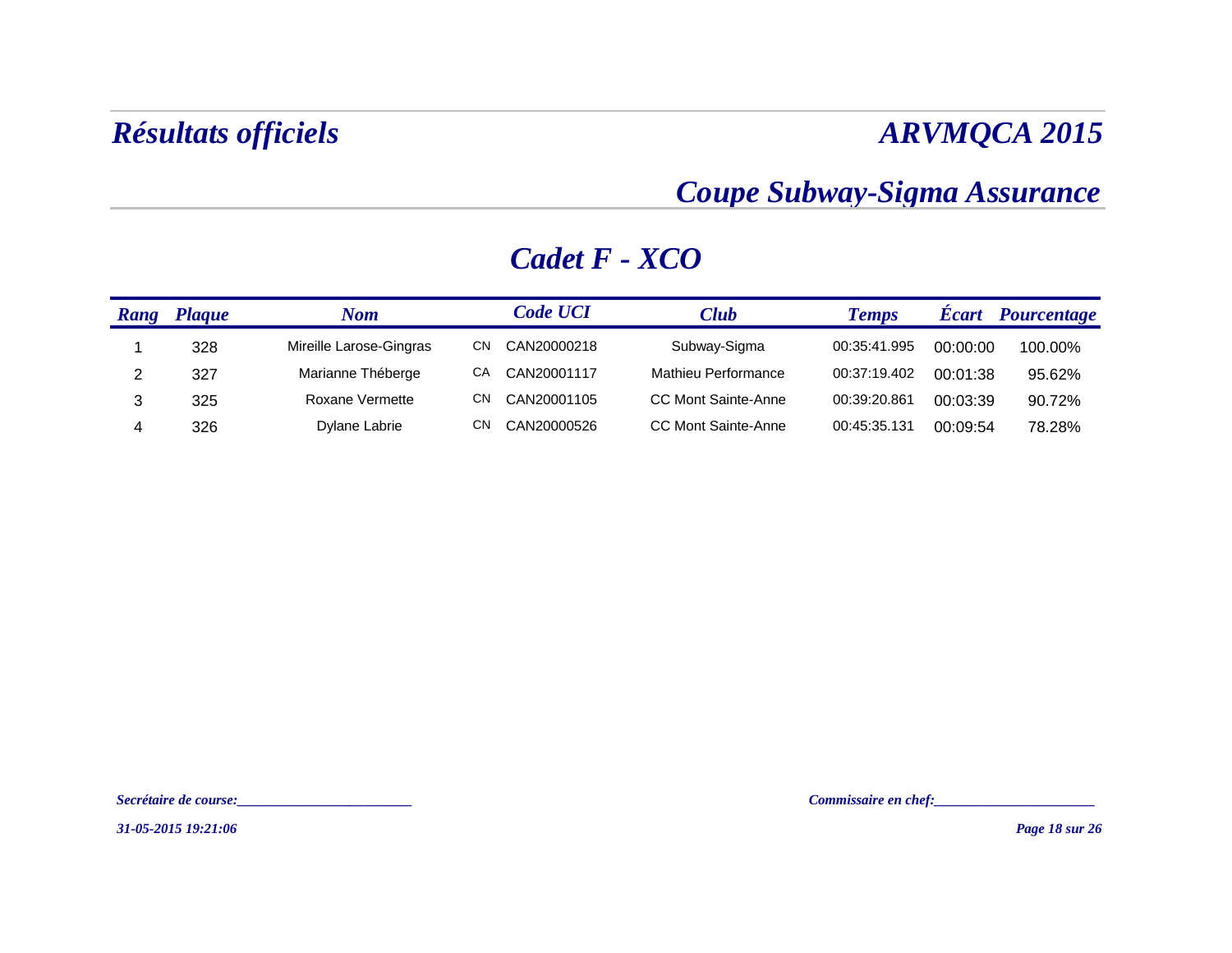# Résultats officiels

# ARVMQCA 2015

## Coupe Subway-Sigma Assurance

## Cadet F - XCO

| Rang | Plaque | Nom | | Code UCI | Club | Temps | Écart | Pourcentage |
|---|---|---|---|---|---|---|---|---|
| 1 | 328 | Mireille Larose-Gingras | CN | CAN20000218 | Subway-Sigma | 00:35:41.995 | 00:00:00 | 100.00% |
| 2 | 327 | Marianne Théberge | CA | CAN20001117 | Mathieu Performance | 00:37:19.402 | 00:01:38 | 95.62% |
| 3 | 325 | Roxane Vermette | CN | CAN20001105 | CC Mont Sainte-Anne | 00:39:20.861 | 00:03:39 | 90.72% |
| 4 | 326 | Dylane Labrie | CN | CAN20000526 | CC Mont Sainte-Anne | 00:45:35.131 | 00:09:54 | 78.28% |

*Secrétaire de course:________________________*

*Commissaire en chef:______________________*

*31-05-2015 19:21:06*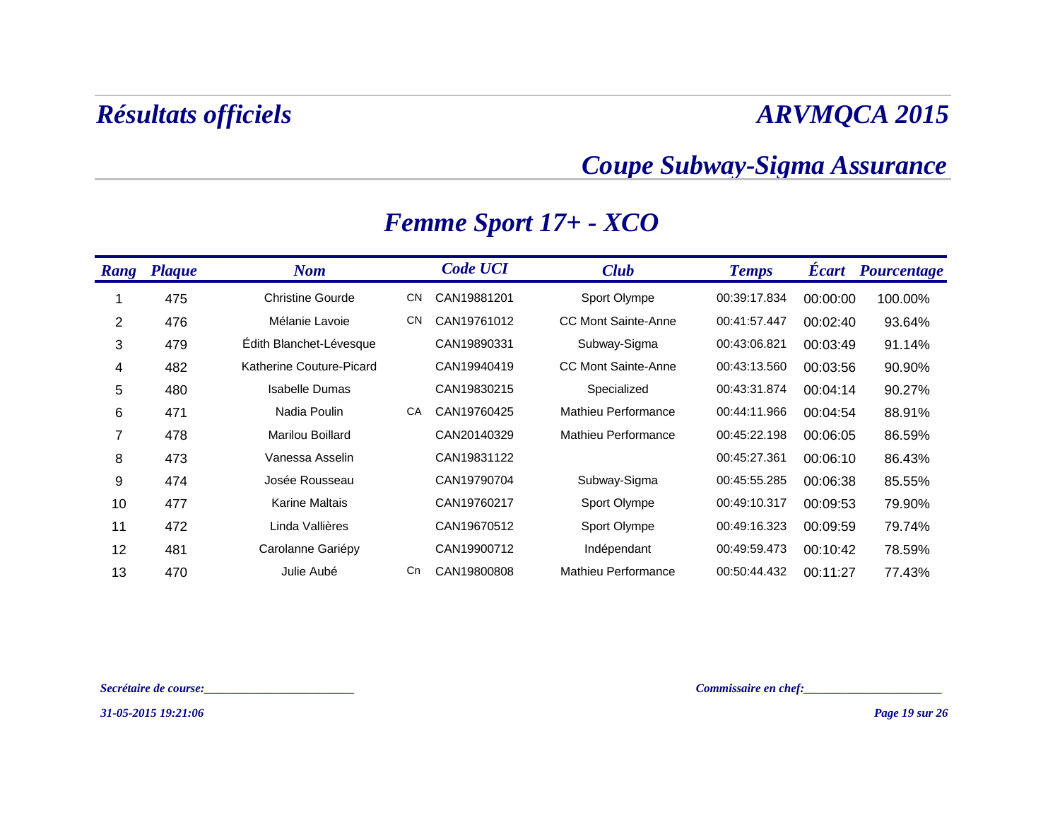# *Résultats officiels*

# *ARVMQCA 2015*

## *Coupe Subway-Sigma Assurance*

## *Femme Sport 17+ - XCO*

| Rang | Plaque | Nom | | Code UCI | Club | Temps | Écart | Pourcentage |
|---|---|---|---|---|---|---|---|---|
| 1 | 475 | Christine Gourde | CN | CAN19881201 | Sport Olympe | 00:39:17.834 | 00:00:00 | 100.00% |
| 2 | 476 | Mélanie Lavoie | CN | CAN19761012 | CC Mont Sainte-Anne | 00:41:57.447 | 00:02:40 | 93.64% |
| 3 | 479 | Édith Blanchet-Lévesque | | CAN19890331 | Subway-Sigma | 00:43:06.821 | 00:03:49 | 91.14% |
| 4 | 482 | Katherine Couture-Picard | | CAN19940419 | CC Mont Sainte-Anne | 00:43:13.560 | 00:03:56 | 90.90% |
| 5 | 480 | Isabelle Dumas | | CAN19830215 | Specialized | 00:43:31.874 | 00:04:14 | 90.27% |
| 6 | 471 | Nadia Poulin | CA | CAN19760425 | Mathieu Performance | 00:44:11.966 | 00:04:54 | 88.91% |
| 7 | 478 | Marilou Boillard | | CAN20140329 | Mathieu Performance | 00:45:22.198 | 00:06:05 | 86.59% |
| 8 | 473 | Vanessa Asselin | | CAN19831122 | | 00:45:27.361 | 00:06:10 | 86.43% |
| 9 | 474 | Josée Rousseau | | CAN19790704 | Subway-Sigma | 00:45:55.285 | 00:06:38 | 85.55% |
| 10 | 477 | Karine Maltais | | CAN19760217 | Sport Olympe | 00:49:10.317 | 00:09:53 | 79.90% |
| 11 | 472 | Linda Vallières | | CAN19670512 | Sport Olympe | 00:49:16.323 | 00:09:59 | 79.74% |
| 12 | 481 | Carolanne Gariépy | | CAN19900712 | Indépendant | 00:49:59.473 | 00:10:42 | 78.59% |
| 13 | 470 | Julie Aubé | Cn | CAN19800808 | Mathieu Performance | 00:50:44.432 | 00:11:27 | 77.43% |

*Secrétaire de course:________________________*

*Commissaire en chef:_____________________*

*31-05-2015 19:21:06*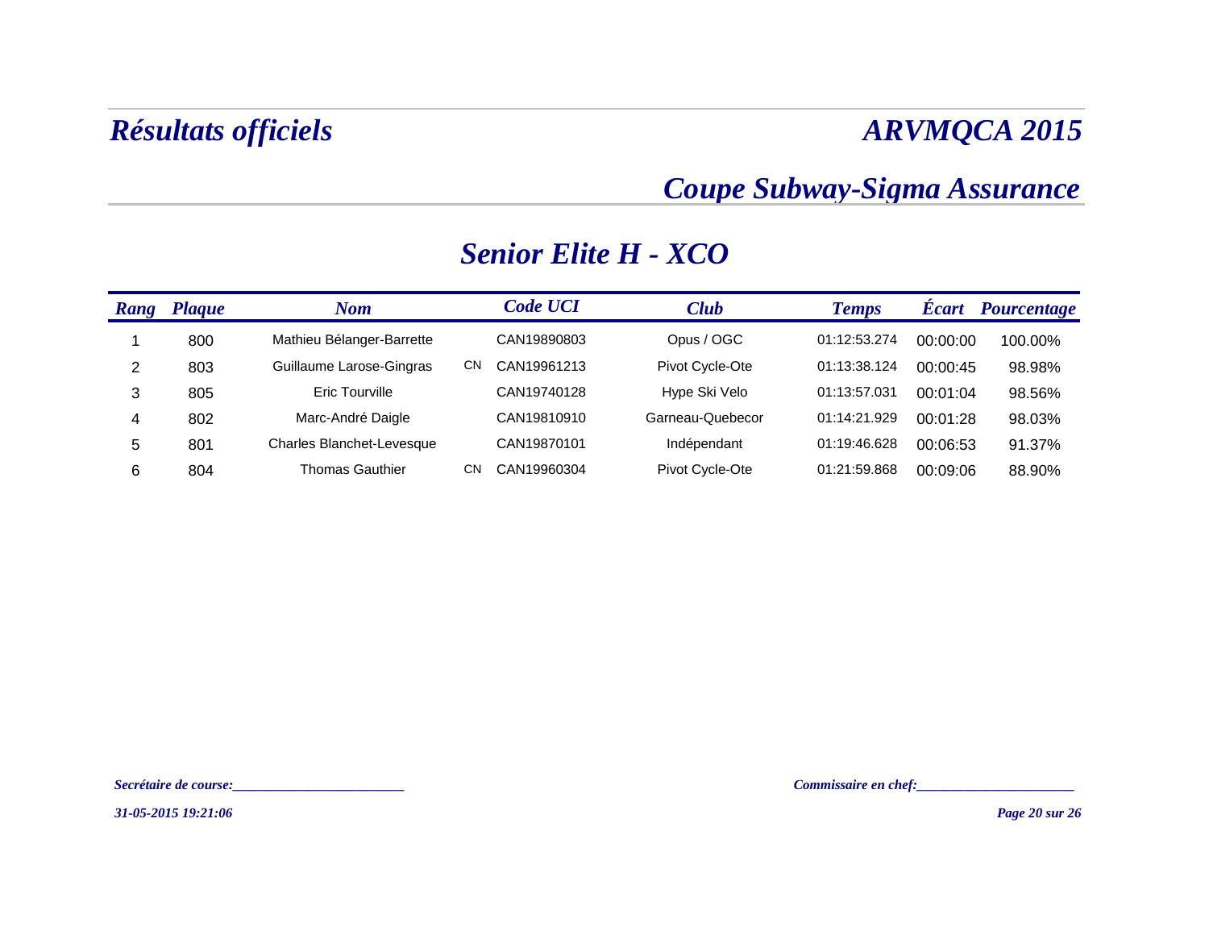# Résultats officiels

# ARVMQCA 2015

## Coupe Subway-Sigma Assurance

## Senior Elite H - XCO

| Rang | Plaque | Nom | | Code UCI | Club | Temps | Écart | Pourcentage |
|---|---|---|---|---|---|---|---|---|
| 1 | 800 | Mathieu Bélanger-Barrette | | CAN19890803 | Opus / OGC | 01:12:53.274 | 00:00:00 | 100.00% |
| 2 | 803 | Guillaume Larose-Gingras | CN | CAN19961213 | Pivot Cycle-Ote | 01:13:38.124 | 00:00:45 | 98.98% |
| 3 | 805 | Eric Tourville | | CAN19740128 | Hype Ski Velo | 01:13:57.031 | 00:01:04 | 98.56% |
| 4 | 802 | Marc-André Daigle | | CAN19810910 | Garneau-Quebecor | 01:14:21.929 | 00:01:28 | 98.03% |
| 5 | 801 | Charles Blanchet-Levesque | | CAN19870101 | Indépendant | 01:19:46.628 | 00:06:53 | 91.37% |
| 6 | 804 | Thomas Gauthier | CN | CAN19960304 | Pivot Cycle-Ote | 01:21:59.868 | 00:09:06 | 88.90% |

*Secrétaire de course:________________________*

*Commissaire en chef:______________________*

*31-05-2015 19:21:06*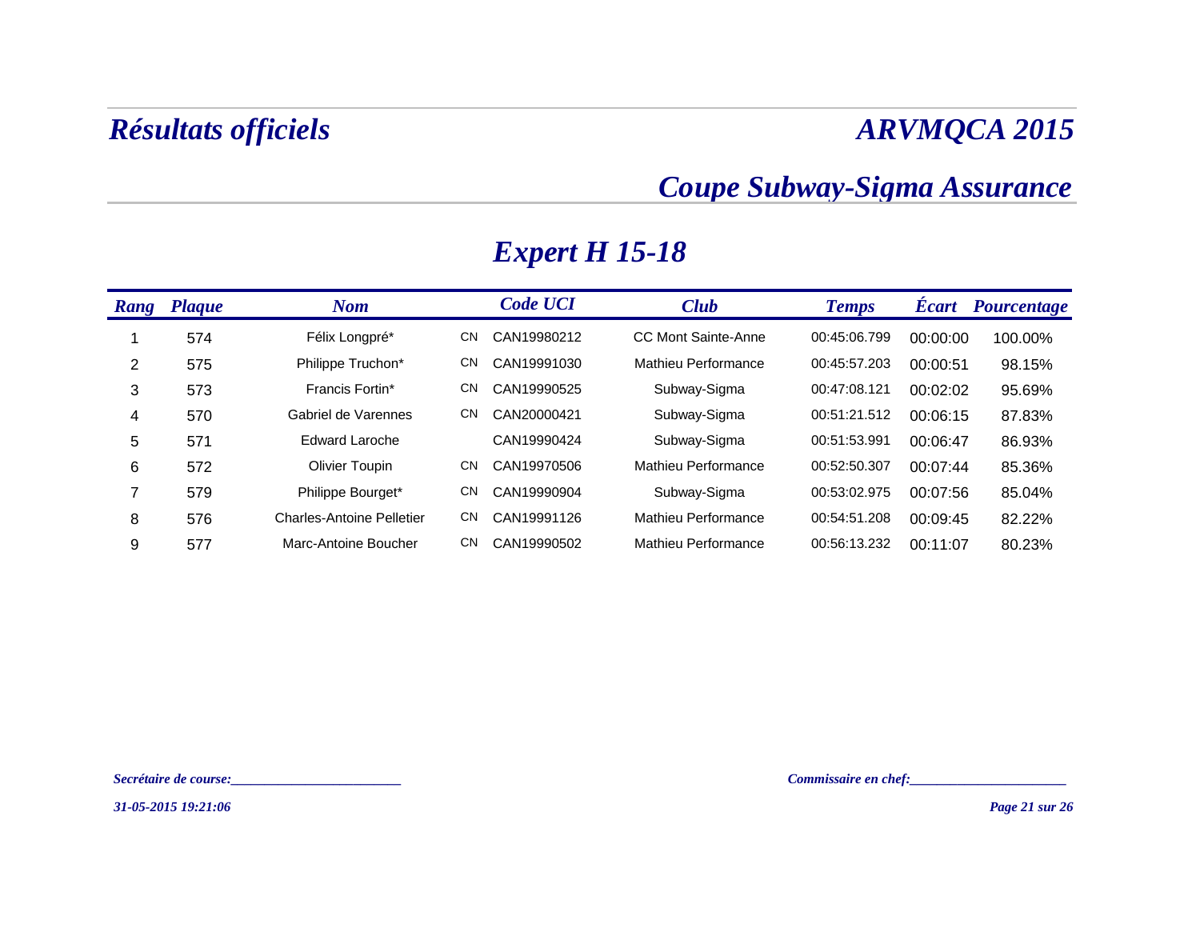# Résultats officiels

# ARVMQCA 2015

## Coupe Subway-Sigma Assurance

## Expert H 15-18

| Rang | Plaque | Nom | | Code UCI | Club | Temps | Écart | Pourcentage |
|---|---|---|---|---|---|---|---|---|
| 1 | 574 | Félix Longpré* | CN | CAN19980212 | CC Mont Sainte-Anne | 00:45:06.799 | 00:00:00 | 100.00% |
| 2 | 575 | Philippe Truchon* | CN | CAN19991030 | Mathieu Performance | 00:45:57.203 | 00:00:51 | 98.15% |
| 3 | 573 | Francis Fortin* | CN | CAN19990525 | Subway-Sigma | 00:47:08.121 | 00:02:02 | 95.69% |
| 4 | 570 | Gabriel de Varennes | CN | CAN20000421 | Subway-Sigma | 00:51:21.512 | 00:06:15 | 87.83% |
| 5 | 571 | Edward Laroche | | CAN19990424 | Subway-Sigma | 00:51:53.991 | 00:06:47 | 86.93% |
| 6 | 572 | Olivier Toupin | CN | CAN19970506 | Mathieu Performance | 00:52:50.307 | 00:07:44 | 85.36% |
| 7 | 579 | Philippe Bourget* | CN | CAN19990904 | Subway-Sigma | 00:53:02.975 | 00:07:56 | 85.04% |
| 8 | 576 | Charles-Antoine Pelletier | CN | CAN19991126 | Mathieu Performance | 00:54:51.208 | 00:09:45 | 82.22% |
| 9 | 577 | Marc-Antoine Boucher | CN | CAN19990502 | Mathieu Performance | 00:56:13.232 | 00:11:07 | 80.23% |

*Secrétaire de course:________________________*

*Commissaire en chef:_____________________*

*31-05-2015 19:21:06*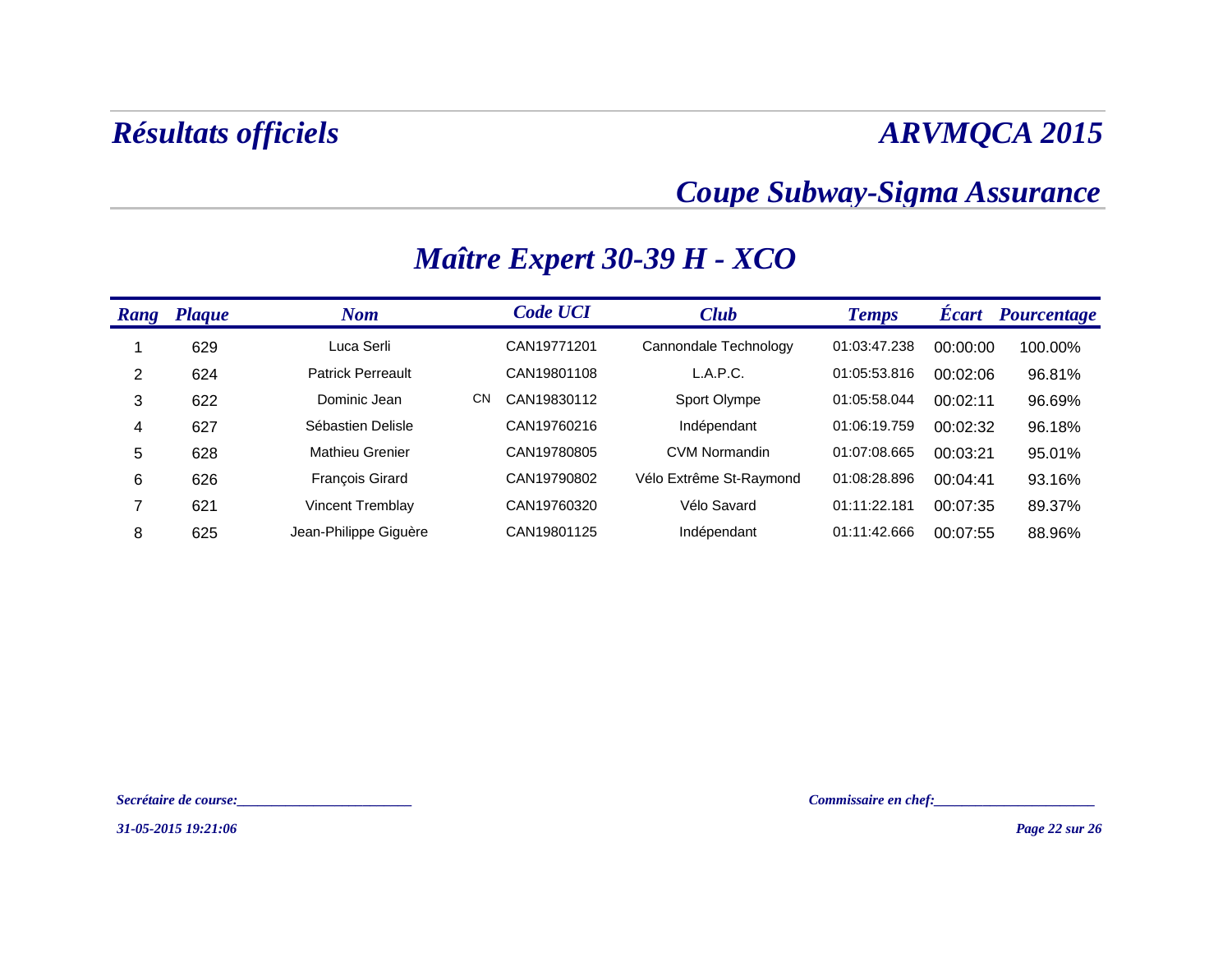# Résultats officiels

## ARVMQCA 2015

## Coupe Subway-Sigma Assurance

## Maître Expert 30-39 H - XCO

| Rang | Plaque | Nom | | Code UCI | Club | Temps | Écart | Pourcentage |
|---|---|---|---|---|---|---|---|---|
| 1 | 629 | Luca Serli | | CAN19771201 | Cannondale Technology | 01:03:47.238 | 00:00:00 | 100.00% |
| 2 | 624 | Patrick Perreault | | CAN19801108 | L.A.P.C. | 01:05:53.816 | 00:02:06 | 96.81% |
| 3 | 622 | Dominic Jean | CN | CAN19830112 | Sport Olympe | 01:05:58.044 | 00:02:11 | 96.69% |
| 4 | 627 | Sébastien Delisle | | CAN19760216 | Indépendant | 01:06:19.759 | 00:02:32 | 96.18% |
| 5 | 628 | Mathieu Grenier | | CAN19780805 | CVM Normandin | 01:07:08.665 | 00:03:21 | 95.01% |
| 6 | 626 | François Girard | | CAN19790802 | Vélo Extrême St-Raymond | 01:08:28.896 | 00:04:41 | 93.16% |
| 7 | 621 | Vincent Tremblay | | CAN19760320 | Vélo Savard | 01:11:22.181 | 00:07:35 | 89.37% |
| 8 | 625 | Jean-Philippe Giguère | | CAN19801125 | Indépendant | 01:11:42.666 | 00:07:55 | 88.96% |

*Secrétaire de course:________________________*

*Commissaire en chef:______________________*

*31-05-2015 19:21:06*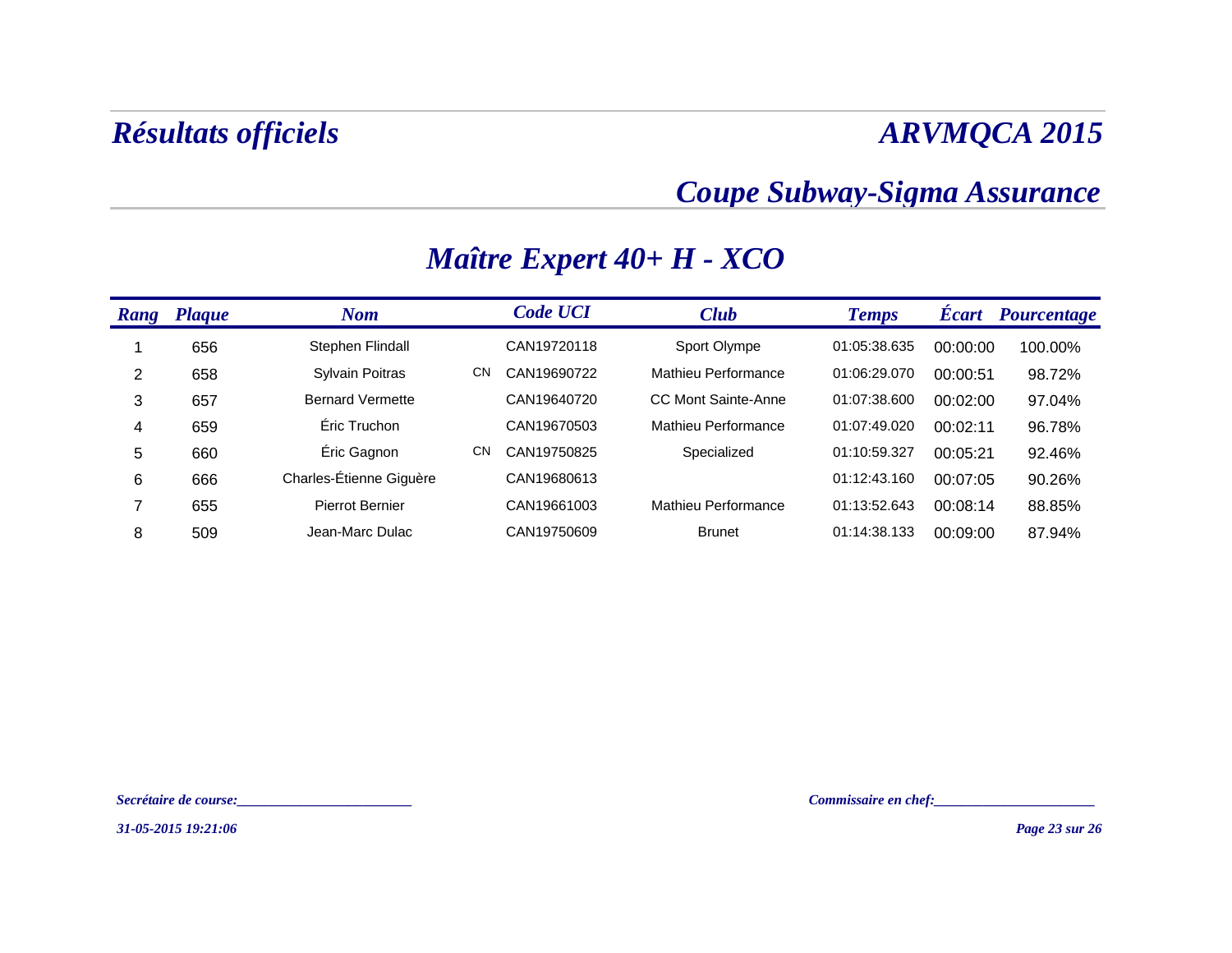# Résultats officiels

# ARVMQCA 2015

## Coupe Subway-Sigma Assurance

## Maître Expert 40+ H - XCO

| Rang | Plaque | Nom | | Code UCI | Club | Temps | Écart | Pourcentage |
|---|---|---|---|---|---|---|---|---|
| 1 | 656 | Stephen Flindall | | CAN19720118 | Sport Olympe | 01:05:38.635 | 00:00:00 | 100.00% |
| 2 | 658 | Sylvain Poitras | CN | CAN19690722 | Mathieu Performance | 01:06:29.070 | 00:00:51 | 98.72% |
| 3 | 657 | Bernard Vermette | | CAN19640720 | CC Mont Sainte-Anne | 01:07:38.600 | 00:02:00 | 97.04% |
| 4 | 659 | Éric Truchon | | CAN19670503 | Mathieu Performance | 01:07:49.020 | 00:02:11 | 96.78% |
| 5 | 660 | Éric Gagnon | CN | CAN19750825 | Specialized | 01:10:59.327 | 00:05:21 | 92.46% |
| 6 | 666 | Charles-Étienne Giguère | | CAN19680613 | | 01:12:43.160 | 00:07:05 | 90.26% |
| 7 | 655 | Pierrot Bernier | | CAN19661003 | Mathieu Performance | 01:13:52.643 | 00:08:14 | 88.85% |
| 8 | 509 | Jean-Marc Dulac | | CAN19750609 | Brunet | 01:14:38.133 | 00:09:00 | 87.94% |

*Secrétaire de course:________________________*

*Commissaire en chef:_____________________*

*31-05-2015 19:21:06*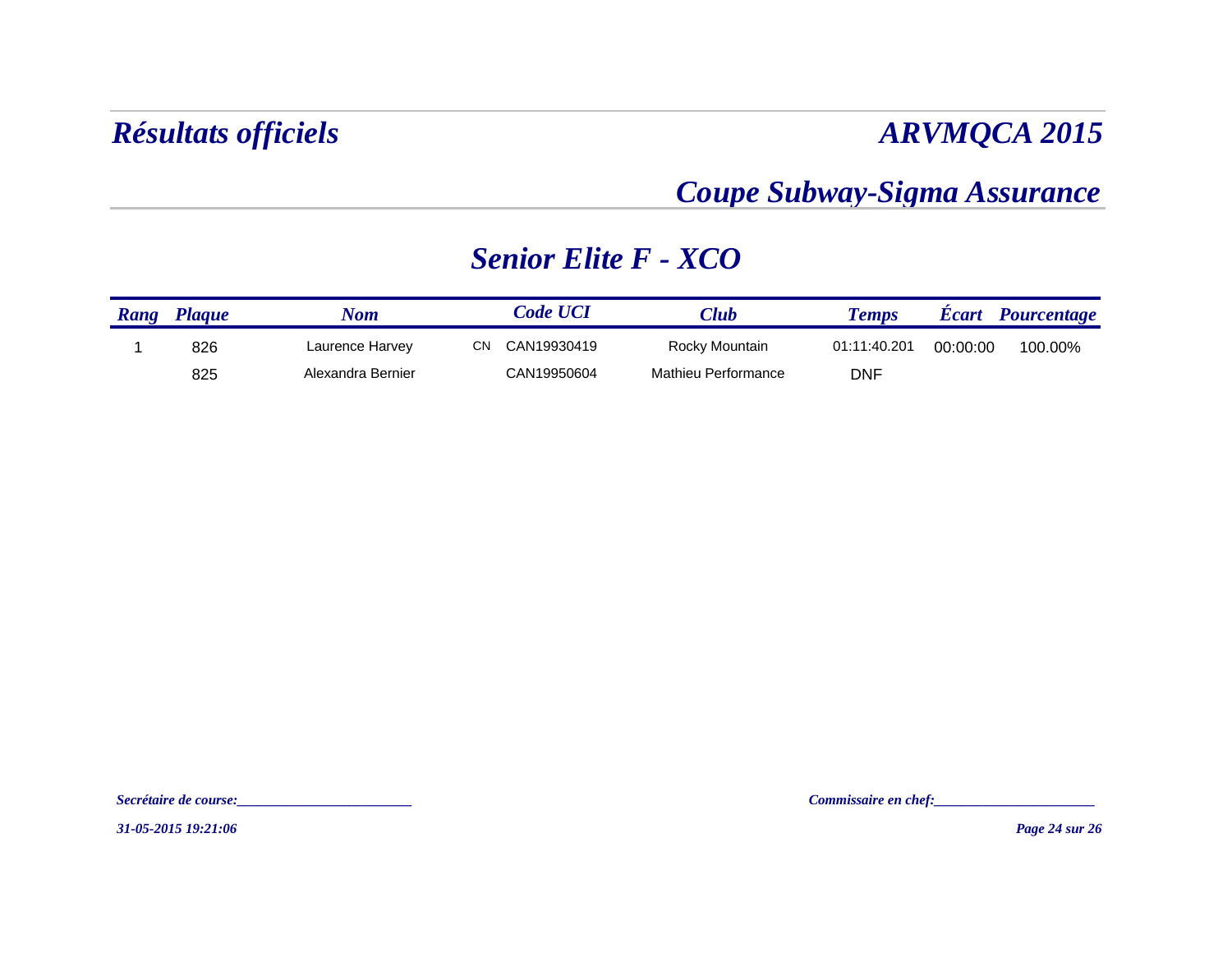# Résultats officiels

# ARVMQCA 2015

## Coupe Subway-Sigma Assurance

## Senior Elite F - XCO

| Rang | Plaque | Nom | | Code UCI | Club | Temps | Écart | Pourcentage |
|---|---|---|---|---|---|---|---|---|
| 1 | 826 | Laurence Harvey | CN | CAN19930419 | Rocky Mountain | 01:11:40.201 | 00:00:00 | 100.00% |
| | 825 | Alexandra Bernier | | CAN19950604 | Mathieu Performance | DNF | | |

*Secrétaire de course:________________________*

*Commissaire en chef:______________________*

*31-05-2015 19:21:06*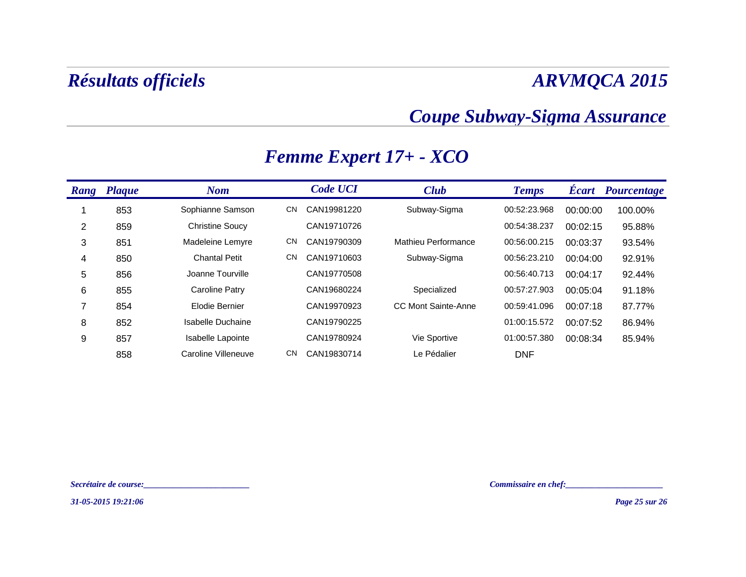# Résultats officiels

# ARVMQCA 2015

## Coupe Subway-Sigma Assurance

## Femme Expert 17+ - XCO

| Rang | Plaque | Nom | | Code UCI | Club | Temps | Écart | Pourcentage |
|---|---|---|---|---|---|---|---|---|
| 1 | 853 | Sophianne Samson | CN | CAN19981220 | Subway-Sigma | 00:52:23.968 | 00:00:00 | 100.00% |
| 2 | 859 | Christine Soucy | | CAN19710726 | | 00:54:38.237 | 00:02:15 | 95.88% |
| 3 | 851 | Madeleine Lemyre | CN | CAN19790309 | Mathieu Performance | 00:56:00.215 | 00:03:37 | 93.54% |
| 4 | 850 | Chantal Petit | CN | CAN19710603 | Subway-Sigma | 00:56:23.210 | 00:04:00 | 92.91% |
| 5 | 856 | Joanne Tourville | | CAN19770508 | | 00:56:40.713 | 00:04:17 | 92.44% |
| 6 | 855 | Caroline Patry | | CAN19680224 | Specialized | 00:57:27.903 | 00:05:04 | 91.18% |
| 7 | 854 | Elodie Bernier | | CAN19970923 | CC Mont Sainte-Anne | 00:59:41.096 | 00:07:18 | 87.77% |
| 8 | 852 | Isabelle Duchaine | | CAN19790225 | | 01:00:15.572 | 00:07:52 | 86.94% |
| 9 | 857 | Isabelle Lapointe | | CAN19780924 | Vie Sportive | 01:00:57.380 | 00:08:34 | 85.94% |
| | 858 | Caroline Villeneuve | CN | CAN19830714 | Le Pédalier | DNF | | |

*Secrétaire de course:________________________*

*Commissaire en chef:______________________*

*31-05-2015 19:21:06*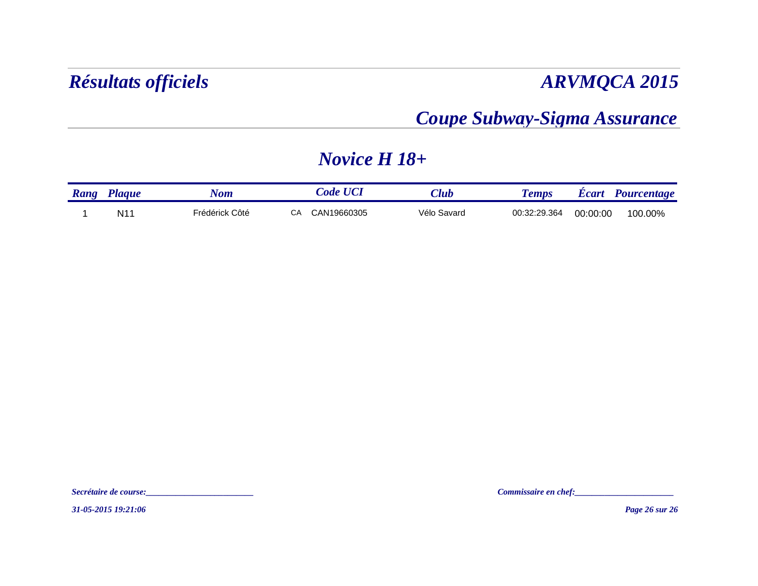# Résultats officiels

# ARVMQCA 2015

## Coupe Subway-Sigma Assurance

## Novice H 18+

| Rang | Plaque | Nom | | Code UCI | Club | Temps | Écart | Pourcentage |
|---|---|---|---|---|---|---|---|---|
| 1 | N11 | Frédérick Côté | CA | CAN19660305 | Vélo Savard | 00:32:29.364 | 00:00:00 | 100.00% |

*Secrétaire de course:________________________*

*Commissaire en chef:______________________*

*31-05-2015 19:21:06*